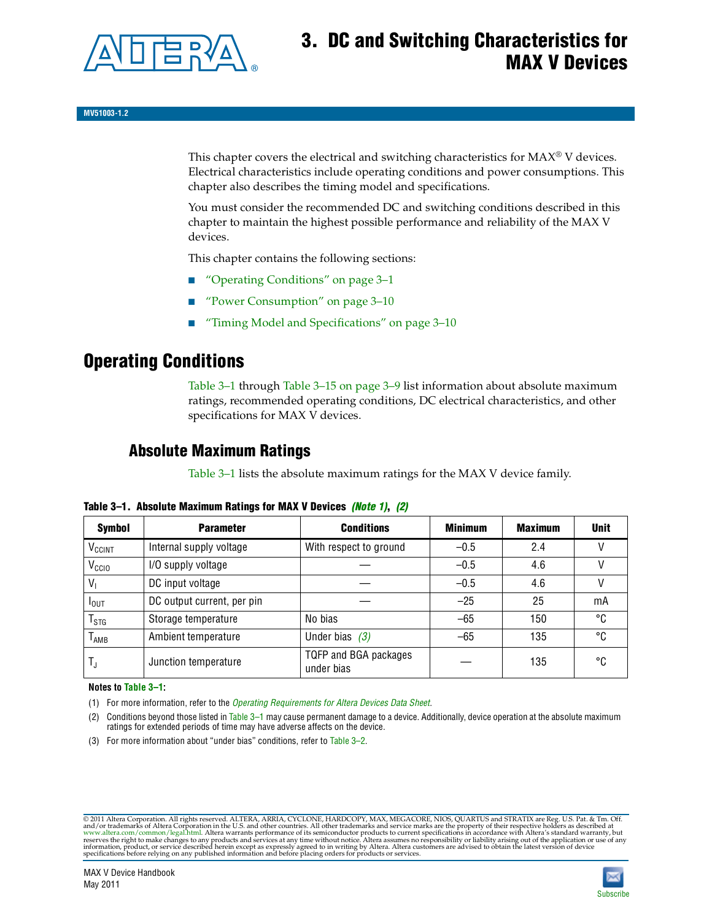# 3. DC and Switching Characteristics for MAX V Devices

MV51003-1.2

This chapter covers the electrical and switching characteristics for MAX® V devices. Electrical characteristics include operating conditions and power consumptions. This chapter also describes the timing model and specifications.

You must consider the recommended DC and switching conditions described in this chapter to maintain the highest possible performance and reliability of the MAX V devices.

This chapter contains the following sections:

- "Operating Conditions" on page 3–1
- "Power Consumption" on page 3–10
- "Timing Model and Specifications" on page 3–10

## Operating Conditions

Table 3–1 through Table 3–15 on page 3–9 list information about absolute maximum ratings, recommended operating conditions, DC electrical characteristics, and other specifications for MAX V devices.

### Absolute Maximum Ratings

Table 3–1 lists the absolute maximum ratings for the MAX V device family.

**Table 3–1. Absolute Maximum Ratings for MAX V Devices** *(Note 1), (2)*

| Symbol | Parameter | Conditions | Minimum | Maximum | Unit |
|---|---|---|---|---|---|
| $V_{CCINT}$ | Internal supply voltage | With respect to ground | –0.5 | 2.4 | V |
| $V_{CCIO}$ | I/O supply voltage | — | –0.5 | 4.6 | V |
| $V_I$ | DC input voltage | — | –0.5 | 4.6 | V |
| $I_{OUT}$ | DC output current, per pin | — | –25 | 25 | mA |
| $T_{STG}$ | Storage temperature | No bias | –65 | 150 | °C |
| $T_{AMB}$ | Ambient temperature | Under bias *(3)* | –65 | 135 | °C |
| $T_J$ | Junction temperature | TQFP and BGA packages under bias | — | 135 | °C |

**Notes to Table 3–1:**

(1) For more information, refer to the *Operating Requirements for Altera Devices Data Sheet*.

(2) Conditions beyond those listed in Table 3–1 may cause permanent damage to a device. Additionally, device operation at the absolute maximum ratings for extended periods of time may have adverse affects on the device.

(3) For more information about "under bias" conditions, refer to Table 3–2.

© 2011 Altera Corporation. All rights reserved. ALTERA, ARRIA, CYCLONE, HARDCOPY, MAX, MEGACORE, NIOS, QUARTUS and STRATIX are Reg. U.S. Pat. & Tm. Off. and/or trademarks of Altera Corporation in the U.S. and other countries. All other trademarks and service marks are the property of their respective holders as described at www.altera.com/common/legal.html. Altera warrants performance of its semiconductor products to current specifications in accordance with Altera's standard warranty, but reserves the right to make changes to any products and services at any time without notice. Altera assumes no responsibility or liability arising out of the application or use of any information, product, or service described herein except as expressly agreed to in writing by Altera. Altera customers are advised to obtain the latest version of device specifications before relying on any published information and before placing orders for products or services.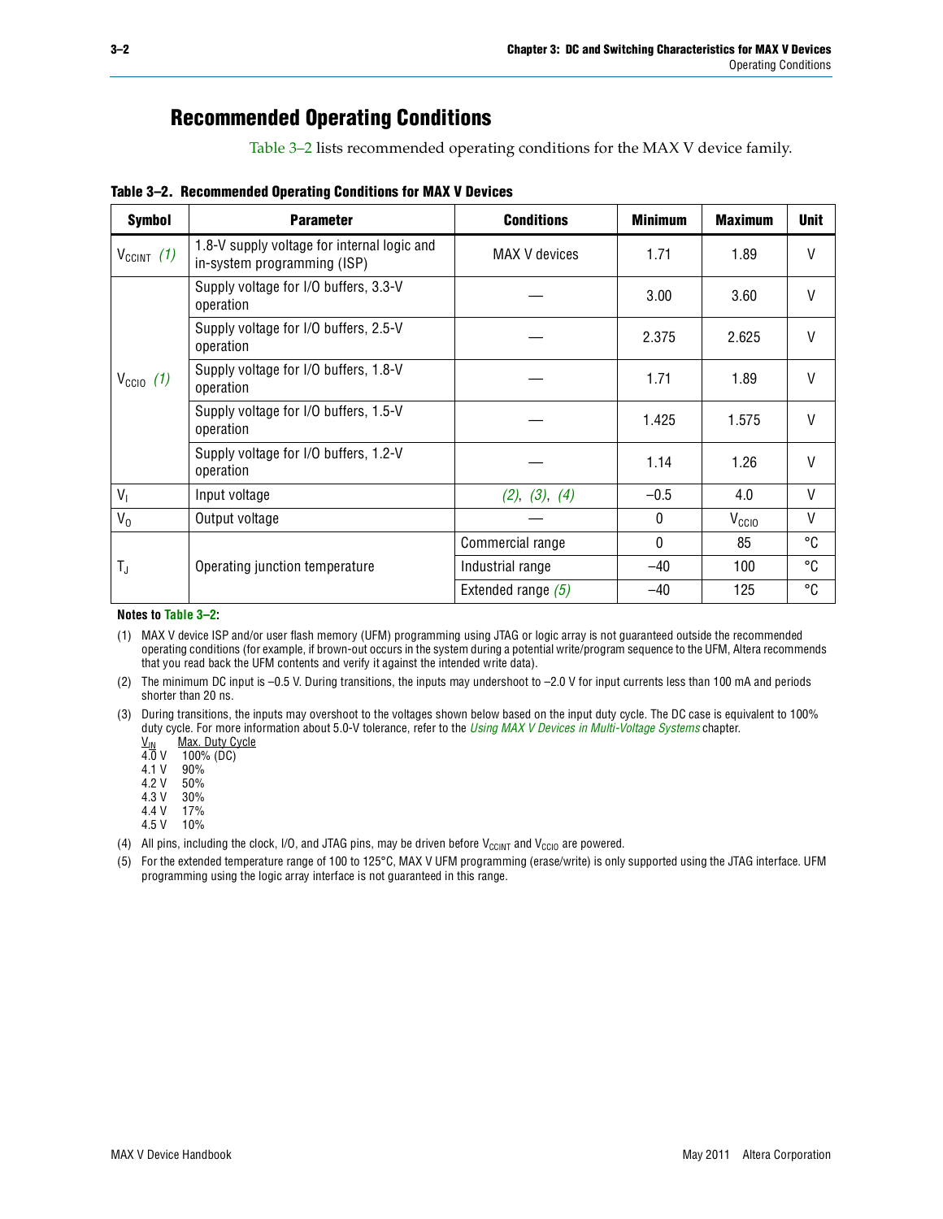## Recommended Operating Conditions

Table 3–2 lists recommended operating conditions for the MAX V device family.

**Table 3–2. Recommended Operating Conditions for MAX V Devices**

| Symbol | Parameter | Conditions | Minimum | Maximum | Unit |
|---|---|---|---|---|---|
| $V_{CCINT}$ *(1)* | 1.8-V supply voltage for internal logic and in-system programming (ISP) | MAX V devices | 1.71 | 1.89 | V |
| $V_{CCIO}$ *(1)* | Supply voltage for I/O buffers, 3.3-V operation | — | 3.00 | 3.60 | V |
| | Supply voltage for I/O buffers, 2.5-V operation | — | 2.375 | 2.625 | V |
| | Supply voltage for I/O buffers, 1.8-V operation | — | 1.71 | 1.89 | V |
| | Supply voltage for I/O buffers, 1.5-V operation | — | 1.425 | 1.575 | V |
| | Supply voltage for I/O buffers, 1.2-V operation | — | 1.14 | 1.26 | V |
| $V_I$ | Input voltage | *(2)*, *(3)*, *(4)* | –0.5 | 4.0 | V |
| $V_O$ | Output voltage | — | 0 | $V_{CCIO}$ | V |
| $T_J$ | Operating junction temperature | Commercial range | 0 | 85 | °C |
| | | Industrial range | –40 | 100 | °C |
| | | Extended range *(5)* | –40 | 125 | °C |

**Notes to Table 3–2:**

(1) MAX V device ISP and/or user flash memory (UFM) programming using JTAG or logic array is not guaranteed outside the recommended operating conditions (for example, if brown-out occurs in the system during a potential write/program sequence to the UFM, Altera recommends that you read back the UFM contents and verify it against the intended write data).

(2) The minimum DC input is –0.5 V. During transitions, the inputs may undershoot to –2.0 V for input currents less than 100 mA and periods shorter than 20 ns.

(3) During transitions, the inputs may overshoot to the voltages shown below based on the input duty cycle. The DC case is equivalent to 100% duty cycle. For more information about 5.0-V tolerance, refer to the *Using MAX V Devices in Multi-Voltage Systems* chapter.

| $V_{IN}$ | Max. Duty Cycle |
|---|---|
| 4.0 V | 100% (DC) |
| 4.1 V | 90% |
| 4.2 V | 50% |
| 4.3 V | 30% |
| 4.4 V | 17% |
| 4.5 V | 10% |

(4) All pins, including the clock, I/O, and JTAG pins, may be driven before $V_{CCINT}$ and $V_{CCIO}$ are powered.

(5) For the extended temperature range of 100 to 125°C, MAX V UFM programming (erase/write) is only supported using the JTAG interface. UFM programming using the logic array interface is not guaranteed in this range.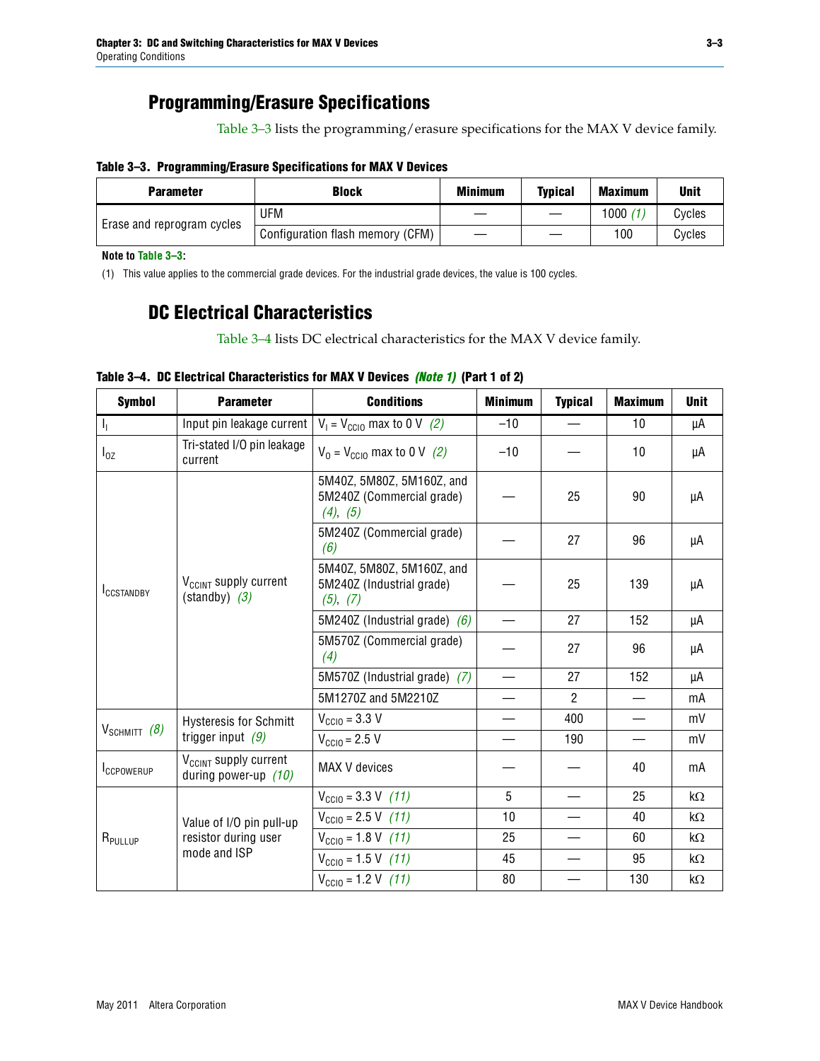## Programming/Erasure Specifications

Table 3–3 lists the programming/erasure specifications for the MAX V device family.

**Table 3–3. Programming/Erasure Specifications for MAX V Devices**

| Parameter | Block | Minimum | Typical | Maximum | Unit |
|---|---|---|---|---|---|
| Erase and reprogram cycles | UFM | — | — | 1000 *(1)* | Cycles |
| | Configuration flash memory (CFM) | — | — | 100 | Cycles |

**Note to Table 3–3:**

(1) This value applies to the commercial grade devices. For the industrial grade devices, the value is 100 cycles.

## DC Electrical Characteristics

Table 3–4 lists DC electrical characteristics for the MAX V device family.

**Table 3–4. DC Electrical Characteristics for MAX V Devices *(Note 1)* (Part 1 of 2)**

| Symbol | Parameter | Conditions | Minimum | Typical | Maximum | Unit |
|---|---|---|---|---|---|---|
| $I_I$ | Input pin leakage current | $V_I = V_{CCIO}$ max to 0 V *(2)* | –10 | — | 10 | µA |
| $I_{OZ}$ | Tri-stated I/O pin leakage current | $V_O = V_{CCIO}$ max to 0 V *(2)* | –10 | — | 10 | µA |
| $I_{CCSTANDBY}$ | $V_{CCINT}$ supply current (standby) *(3)* | 5M40Z, 5M80Z, 5M160Z, and 5M240Z (Commercial grade) *(4)*, *(5)* | — | 25 | 90 | µA |
| | | 5M240Z (Commercial grade) *(6)* | — | 27 | 96 | µA |
| | | 5M40Z, 5M80Z, 5M160Z, and 5M240Z (Industrial grade) *(5)*, *(7)* | — | 25 | 139 | µA |
| | | 5M240Z (Industrial grade) *(6)* | — | 27 | 152 | µA |
| | | 5M570Z (Commercial grade) *(4)* | — | 27 | 96 | µA |
| | | 5M570Z (Industrial grade) *(7)* | — | 27 | 152 | µA |
| | | 5M1270Z and 5M2210Z | — | 2 | — | mA |
| $V_{SCHMITT}$ *(8)* | Hysteresis for Schmitt trigger input *(9)* | $V_{CCIO}$ = 3.3 V | — | 400 | — | mV |
| | | $V_{CCIO}$ = 2.5 V | — | 190 | — | mV |
| $I_{CCPOWERUP}$ | $V_{CCINT}$ supply current during power-up *(10)* | MAX V devices | — | — | 40 | mA |
| $R_{PULLUP}$ | Value of I/O pin pull-up resistor during user mode and ISP | $V_{CCIO}$ = 3.3 V *(11)* | 5 | — | 25 | kΩ |
| | | $V_{CCIO}$ = 2.5 V *(11)* | 10 | — | 40 | kΩ |
| | | $V_{CCIO}$ = 1.8 V *(11)* | 25 | — | 60 | kΩ |
| | | $V_{CCIO}$ = 1.5 V *(11)* | 45 | — | 95 | kΩ |
| | | $V_{CCIO}$ = 1.2 V *(11)* | 80 | — | 130 | kΩ |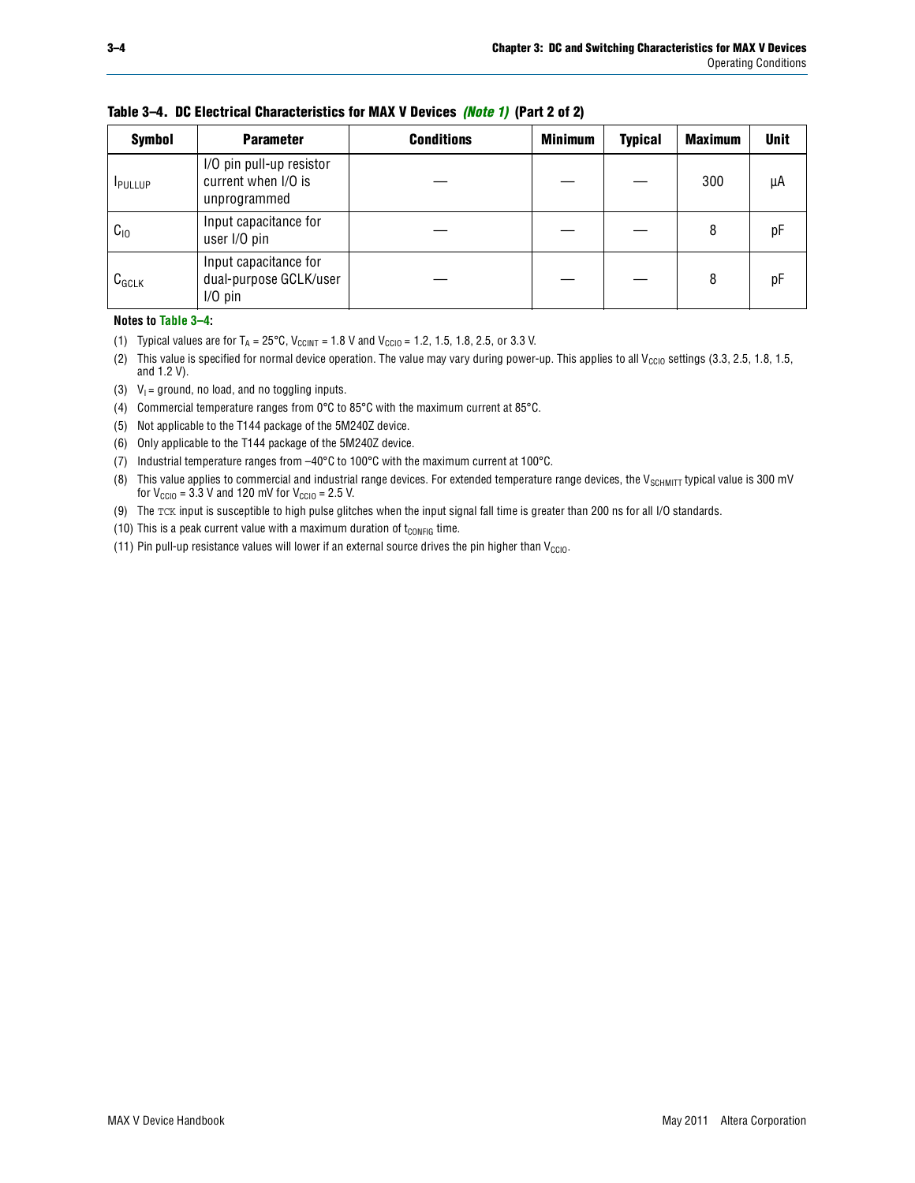**Table 3–4. DC Electrical Characteristics for MAX V Devices *(Note 1)* (Part 2 of 2)**

| Symbol | Parameter | Conditions | Minimum | Typical | Maximum | Unit |
|---|---|---|---|---|---|---|
| $I_{PULLUP}$ | I/O pin pull-up resistor current when I/O is unprogrammed | — | — | — | 300 | µA |
| $C_{IO}$ | Input capacitance for user I/O pin | — | — | — | 8 | pF |
| $C_{GCLK}$ | Input capacitance for dual-purpose GCLK/user I/O pin | — | — | — | 8 | pF |

**Notes to Table 3–4:**

(1) Typical values are for $T_A$ = 25°C, $V_{CCINT}$ = 1.8 V and $V_{CCIO}$ = 1.2, 1.5, 1.8, 2.5, or 3.3 V.

(2) This value is specified for normal device operation. The value may vary during power-up. This applies to all $V_{CCIO}$ settings (3.3, 2.5, 1.8, 1.5, and 1.2 V).

(3) $V_I$ = ground, no load, and no toggling inputs.

(4) Commercial temperature ranges from 0°C to 85°C with the maximum current at 85°C.

(5) Not applicable to the T144 package of the 5M240Z device.

(6) Only applicable to the T144 package of the 5M240Z device.

(7) Industrial temperature ranges from –40°C to 100°C with the maximum current at 100°C.

(8) This value applies to commercial and industrial range devices. For extended temperature range devices, the $V_{SCHMITT}$ typical value is 300 mV for $V_{CCIO}$ = 3.3 V and 120 mV for $V_{CCIO}$ = 2.5 V.

(9) The `TCK` input is susceptible to high pulse glitches when the input signal fall time is greater than 200 ns for all I/O standards.

(10) This is a peak current value with a maximum duration of $t_{CONFIG}$ time.

(11) Pin pull-up resistance values will lower if an external source drives the pin higher than $V_{CCIO}$.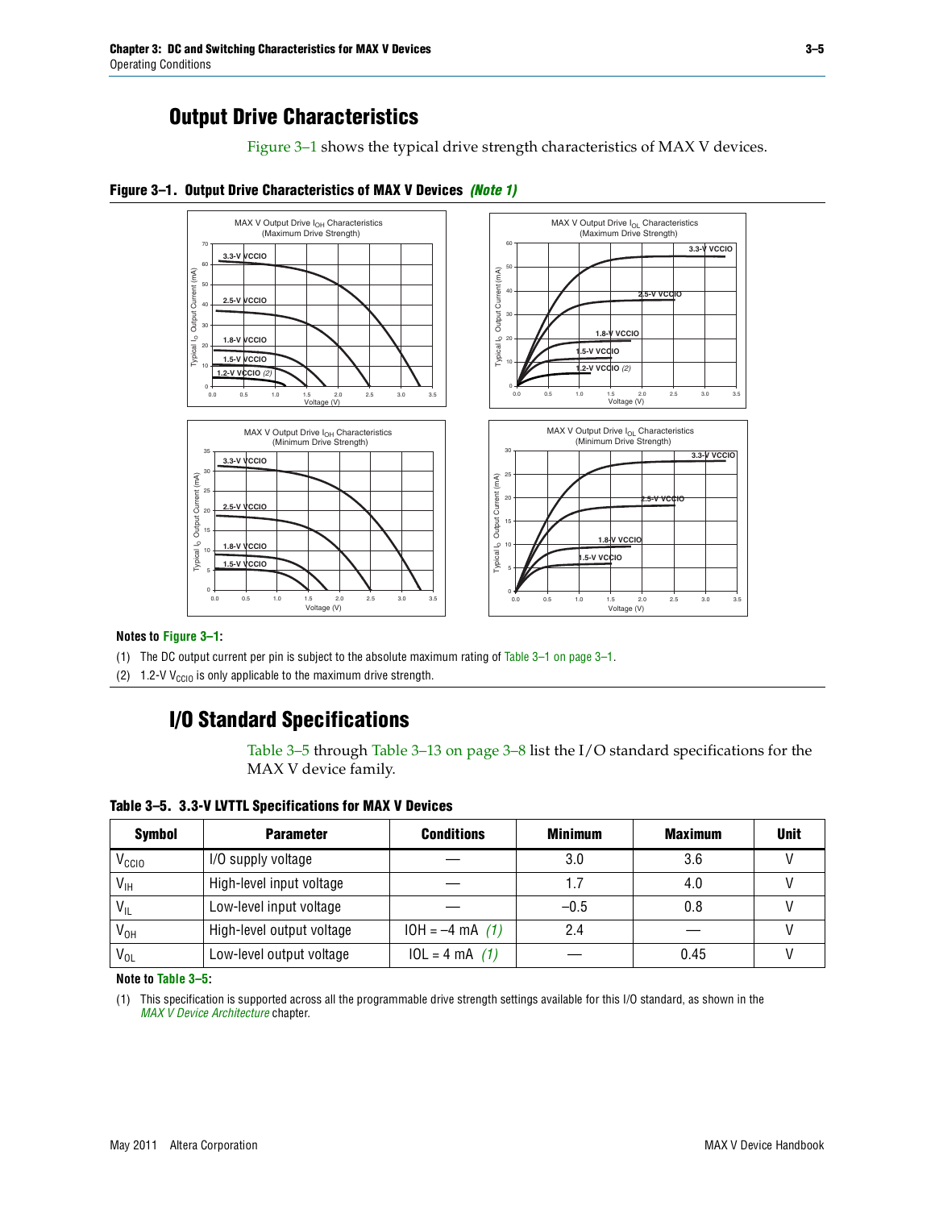## Output Drive Characteristics

Figure 3–1 shows the typical drive strength characteristics of MAX V devices.

**Figure 3–1. Output Drive Characteristics of MAX V Devices** ***(Note 1)***

**Notes to Figure 3–1:**

(1) The DC output current per pin is subject to the absolute maximum rating of Table 3–1 on page 3–1.

(2) 1.2-V $V_{CCIO}$ is only applicable to the maximum drive strength.

## I/O Standard Specifications

Table 3–5 through Table 3–13 on page 3–8 list the I/O standard specifications for the MAX V device family.

**Table 3–5. 3.3-V LVTTL Specifications for MAX V Devices**

| Symbol | Parameter | Conditions | Minimum | Maximum | Unit |
|---|---|---|---|---|---|
| $V_{CCIO}$ | I/O supply voltage | — | 3.0 | 3.6 | V |
| $V_{IH}$ | High-level input voltage | — | 1.7 | 4.0 | V |
| $V_{IL}$ | Low-level input voltage | — | –0.5 | 0.8 | V |
| $V_{OH}$ | High-level output voltage | IOH = –4 mA *(1)* | 2.4 | — | V |
| $V_{OL}$ | Low-level output voltage | IOL = 4 mA *(1)* | — | 0.45 | V |

**Note to Table 3–5:**

(1) This specification is supported across all the programmable drive strength settings available for this I/O standard, as shown in the *MAX V Device Architecture* chapter.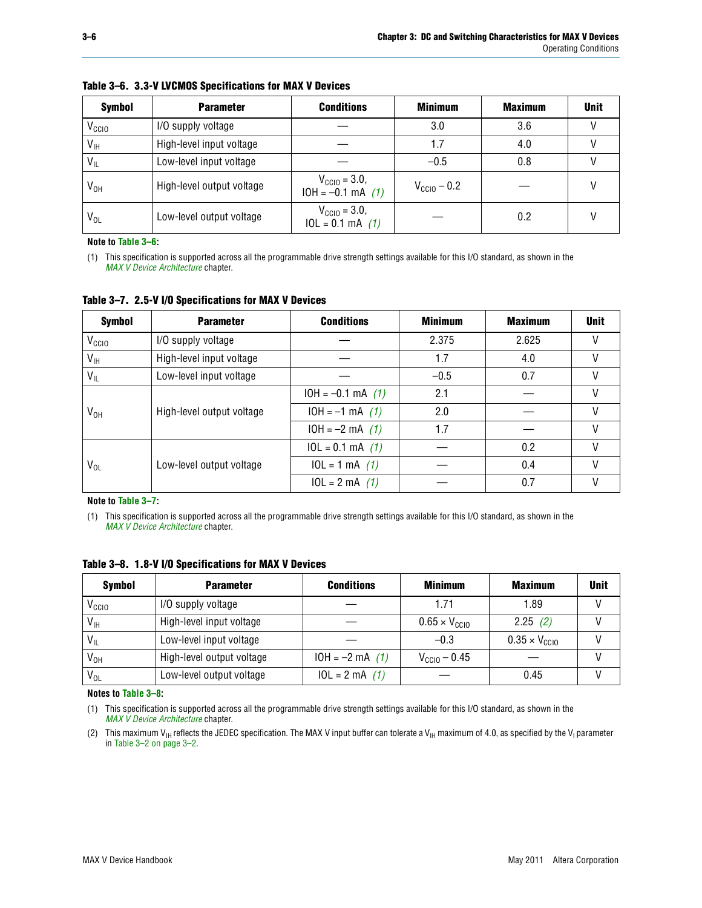**Table 3–6. 3.3-V LVCMOS Specifications for MAX V Devices**

| Symbol | Parameter | Conditions | Minimum | Maximum | Unit |
|---|---|---|---|---|---|
| $V_{CCIO}$ | I/O supply voltage | — | 3.0 | 3.6 | V |
| $V_{IH}$ | High-level input voltage | — | 1.7 | 4.0 | V |
| $V_{IL}$ | Low-level input voltage | — | –0.5 | 0.8 | V |
| $V_{OH}$ | High-level output voltage | $V_{CCIO}$ = 3.0, IOH = –0.1 mA *(1)* | $V_{CCIO}$ – 0.2 | — | V |
| $V_{OL}$ | Low-level output voltage | $V_{CCIO}$ = 3.0, IOL = 0.1 mA *(1)* | — | 0.2 | V |

**Note to Table 3–6:**

(1) This specification is supported across all the programmable drive strength settings available for this I/O standard, as shown in the *MAX V Device Architecture* chapter.

**Table 3–7. 2.5-V I/O Specifications for MAX V Devices**

| Symbol | Parameter | Conditions | Minimum | Maximum | Unit |
|---|---|---|---|---|---|
| $V_{CCIO}$ | I/O supply voltage | — | 2.375 | 2.625 | V |
| $V_{IH}$ | High-level input voltage | — | 1.7 | 4.0 | V |
| $V_{IL}$ | Low-level input voltage | — | –0.5 | 0.7 | V |
| $V_{OH}$ | High-level output voltage | IOH = –0.1 mA *(1)* | 2.1 | — | V |
| | | IOH = –1 mA *(1)* | 2.0 | — | V |
| | | IOH = –2 mA *(1)* | 1.7 | — | V |
| $V_{OL}$ | Low-level output voltage | IOL = 0.1 mA *(1)* | — | 0.2 | V |
| | | IOL = 1 mA *(1)* | — | 0.4 | V |
| | | IOL = 2 mA *(1)* | — | 0.7 | V |

**Note to Table 3–7:**

(1) This specification is supported across all the programmable drive strength settings available for this I/O standard, as shown in the *MAX V Device Architecture* chapter.

**Table 3–8. 1.8-V I/O Specifications for MAX V Devices**

| Symbol | Parameter | Conditions | Minimum | Maximum | Unit |
|---|---|---|---|---|---|
| $V_{CCIO}$ | I/O supply voltage | — | 1.71 | 1.89 | V |
| $V_{IH}$ | High-level input voltage | — | $0.65 \times V_{CCIO}$ | 2.25 *(2)* | V |
| $V_{IL}$ | Low-level input voltage | — | –0.3 | $0.35 \times V_{CCIO}$ | V |
| $V_{OH}$ | High-level output voltage | IOH = –2 mA *(1)* | $V_{CCIO}$ – 0.45 | — | V |
| $V_{OL}$ | Low-level output voltage | IOL = 2 mA *(1)* | — | 0.45 | V |

**Notes to Table 3–8:**

(1) This specification is supported across all the programmable drive strength settings available for this I/O standard, as shown in the *MAX V Device Architecture* chapter.

(2) This maximum $V_{IH}$ reflects the JEDEC specification. The MAX V input buffer can tolerate a $V_{IH}$ maximum of 4.0, as specified by the $V_I$ parameter in Table 3–2 on page 3–2.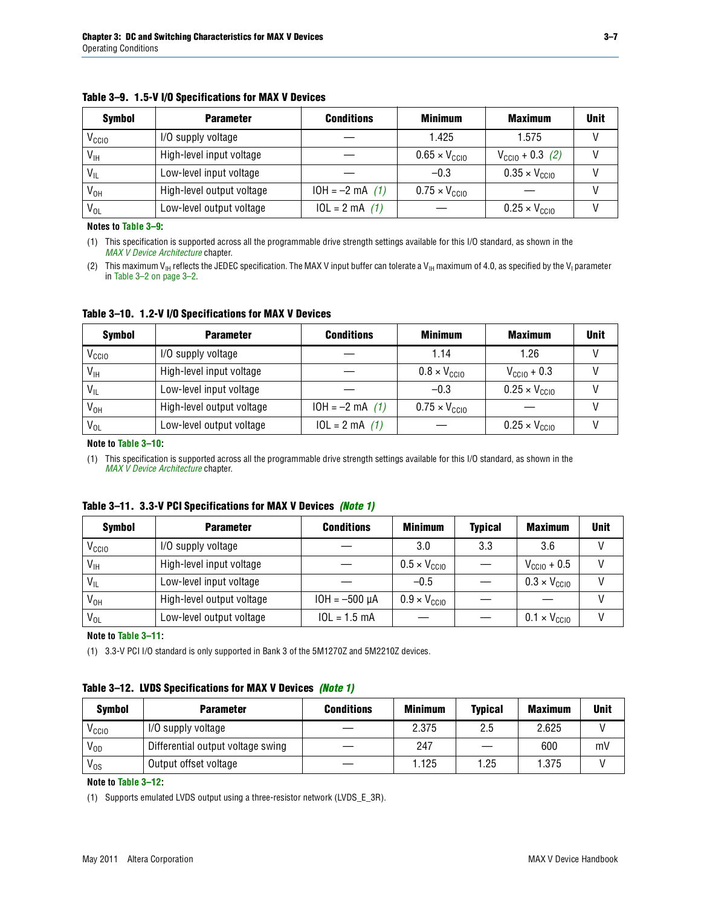**Table 3–9. 1.5-V I/O Specifications for MAX V Devices**

| Symbol | Parameter | Conditions | Minimum | Maximum | Unit |
|---|---|---|---|---|---|
| $V_{CCIO}$ | I/O supply voltage | — | 1.425 | 1.575 | V |
| $V_{IH}$ | High-level input voltage | — | 0.65 × $V_{CCIO}$ | $V_{CCIO}$ + 0.3 *(2)* | V |
| $V_{IL}$ | Low-level input voltage | — | –0.3 | 0.35 × $V_{CCIO}$ | V |
| $V_{OH}$ | High-level output voltage | IOH = –2 mA *(1)* | 0.75 × $V_{CCIO}$ | — | V |
| $V_{OL}$ | Low-level output voltage | IOL = 2 mA *(1)* | — | 0.25 × $V_{CCIO}$ | V |

**Notes to Table 3–9:**

(1) This specification is supported across all the programmable drive strength settings available for this I/O standard, as shown in the *MAX V Device Architecture* chapter.

(2) This maximum $V_{IH}$ reflects the JEDEC specification. The MAX V input buffer can tolerate a $V_{IH}$ maximum of 4.0, as specified by the $V_I$ parameter in Table 3–2 on page 3–2.

**Table 3–10. 1.2-V I/O Specifications for MAX V Devices**

| Symbol | Parameter | Conditions | Minimum | Maximum | Unit |
|---|---|---|---|---|---|
| $V_{CCIO}$ | I/O supply voltage | — | 1.14 | 1.26 | V |
| $V_{IH}$ | High-level input voltage | — | 0.8 × $V_{CCIO}$ | $V_{CCIO}$ + 0.3 | V |
| $V_{IL}$ | Low-level input voltage | — | –0.3 | 0.25 × $V_{CCIO}$ | V |
| $V_{OH}$ | High-level output voltage | IOH = –2 mA *(1)* | 0.75 × $V_{CCIO}$ | — | V |
| $V_{OL}$ | Low-level output voltage | IOL = 2 mA *(1)* | — | 0.25 × $V_{CCIO}$ | V |

**Note to Table 3–10:**

(1) This specification is supported across all the programmable drive strength settings available for this I/O standard, as shown in the *MAX V Device Architecture* chapter.

**Table 3–11. 3.3-V PCI Specifications for MAX V Devices *(Note 1)***

| Symbol | Parameter | Conditions | Minimum | Typical | Maximum | Unit |
|---|---|---|---|---|---|---|
| $V_{CCIO}$ | I/O supply voltage | — | 3.0 | 3.3 | 3.6 | V |
| $V_{IH}$ | High-level input voltage | — | 0.5 × $V_{CCIO}$ | — | $V_{CCIO}$ + 0.5 | V |
| $V_{IL}$ | Low-level input voltage | — | –0.5 | — | 0.3 × $V_{CCIO}$ | V |
| $V_{OH}$ | High-level output voltage | IOH = –500 µA | 0.9 × $V_{CCIO}$ | — | — | V |
| $V_{OL}$ | Low-level output voltage | IOL = 1.5 mA | — | — | 0.1 × $V_{CCIO}$ | V |

**Note to Table 3–11:**

(1) 3.3-V PCI I/O standard is only supported in Bank 3 of the 5M1270Z and 5M2210Z devices.

**Table 3–12. LVDS Specifications for MAX V Devices *(Note 1)***

| Symbol | Parameter | Conditions | Minimum | Typical | Maximum | Unit |
|---|---|---|---|---|---|---|
| $V_{CCIO}$ | I/O supply voltage | — | 2.375 | 2.5 | 2.625 | V |
| $V_{OD}$ | Differential output voltage swing | — | 247 | — | 600 | mV |
| $V_{OS}$ | Output offset voltage | — | 1.125 | 1.25 | 1.375 | V |

**Note to Table 3–12:**

(1) Supports emulated LVDS output using a three-resistor network (LVDS_E_3R).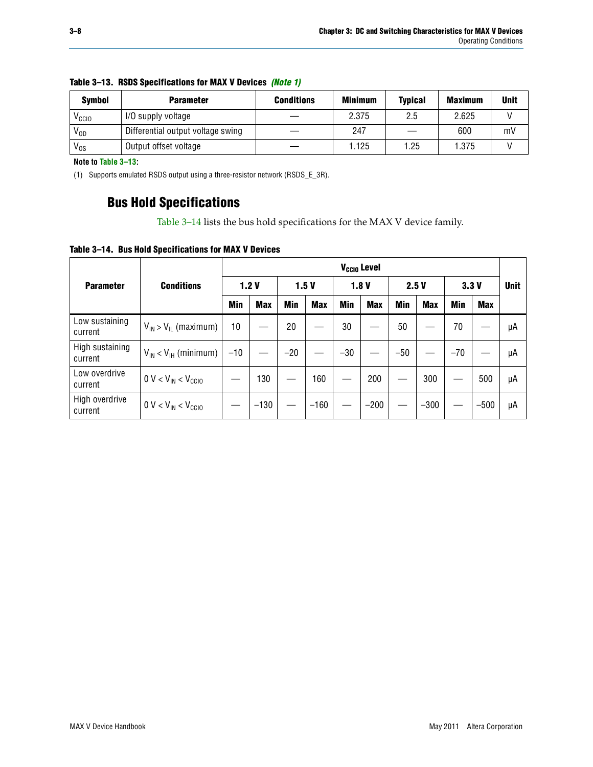**Table 3–13. RSDS Specifications for MAX V Devices** *(Note 1)*

| Symbol | Parameter | Conditions | Minimum | Typical | Maximum | Unit |
|---|---|---|---|---|---|---|
| $V_{CCIO}$ | I/O supply voltage | — | 2.375 | 2.5 | 2.625 | V |
| $V_{OD}$ | Differential output voltage swing | — | 247 | — | 600 | mV |
| $V_{OS}$ | Output offset voltage | — | 1.125 | 1.25 | 1.375 | V |

**Note to Table 3–13:**

(1) Supports emulated RSDS output using a three-resistor network (RSDS_E_3R).

## Bus Hold Specifications

Table 3–14 lists the bus hold specifications for the MAX V device family.

**Table 3–14. Bus Hold Specifications for MAX V Devices**

| Parameter | Conditions | $V_{CCIO}$ Level | | | | | | | | | | Unit |
|---|---|---|---|---|---|---|---|---|---|---|---|---|
| | | 1.2 V | | 1.5 V | | 1.8 V | | 2.5 V | | 3.3 V | | |
| | | Min | Max | Min | Max | Min | Max | Min | Max | Min | Max | |
| Low sustaining current | $V_{IN} > V_{IL}$ (maximum) | 10 | — | 20 | — | 30 | — | 50 | — | 70 | — | µA |
| High sustaining current | $V_{IN} < V_{IH}$ (minimum) | –10 | — | –20 | — | –30 | — | –50 | — | –70 | — | µA |
| Low overdrive current | $0 V < V_{IN} < V_{CCIO}$ | — | 130 | — | 160 | — | 200 | — | 300 | — | 500 | µA |
| High overdrive current | $0 V < V_{IN} < V_{CCIO}$ | — | –130 | — | –160 | — | –200 | — | –300 | — | –500 | µA |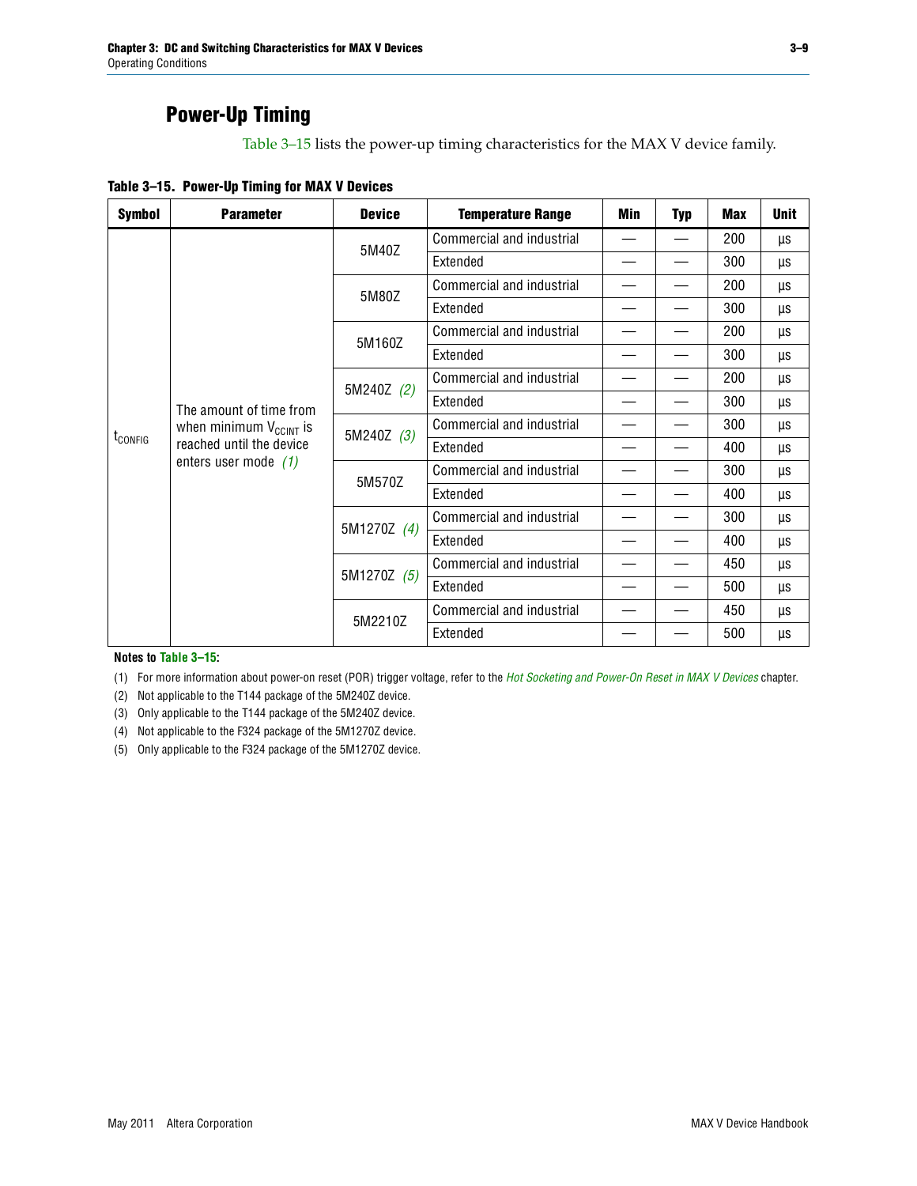## Power-Up Timing

Table 3–15 lists the power-up timing characteristics for the MAX V device family.

**Table 3–15. Power-Up Timing for MAX V Devices**

| Symbol | Parameter | Device | Temperature Range | Min | Typ | Max | Unit |
|---|---|---|---|---|---|---|---|
| $t_{CONFIG}$ | The amount of time from when minimum $V_{CCINT}$ is reached until the device enters user mode *(1)* | 5M40Z | Commercial and industrial | — | — | 200 | µs |
| | | | Extended | — | — | 300 | µs |
| | | 5M80Z | Commercial and industrial | — | — | 200 | µs |
| | | | Extended | — | — | 300 | µs |
| | | 5M160Z | Commercial and industrial | — | — | 200 | µs |
| | | | Extended | — | — | 300 | µs |
| | | 5M240Z *(2)* | Commercial and industrial | — | — | 200 | µs |
| | | | Extended | — | — | 300 | µs |
| | | 5M240Z *(3)* | Commercial and industrial | — | — | 300 | µs |
| | | | Extended | — | — | 400 | µs |
| | | 5M570Z | Commercial and industrial | — | — | 300 | µs |
| | | | Extended | — | — | 400 | µs |
| | | 5M1270Z *(4)* | Commercial and industrial | — | — | 300 | µs |
| | | | Extended | — | — | 400 | µs |
| | | 5M1270Z *(5)* | Commercial and industrial | — | — | 450 | µs |
| | | | Extended | — | — | 500 | µs |
| | | 5M2210Z | Commercial and industrial | — | — | 450 | µs |
| | | | Extended | — | — | 500 | µs |

**Notes to Table 3–15:**

(1) For more information about power-on reset (POR) trigger voltage, refer to the *Hot Socketing and Power-On Reset in MAX V Devices* chapter.

(2) Not applicable to the T144 package of the 5M240Z device.

(3) Only applicable to the T144 package of the 5M240Z device.

(4) Not applicable to the F324 package of the 5M1270Z device.

(5) Only applicable to the F324 package of the 5M1270Z device.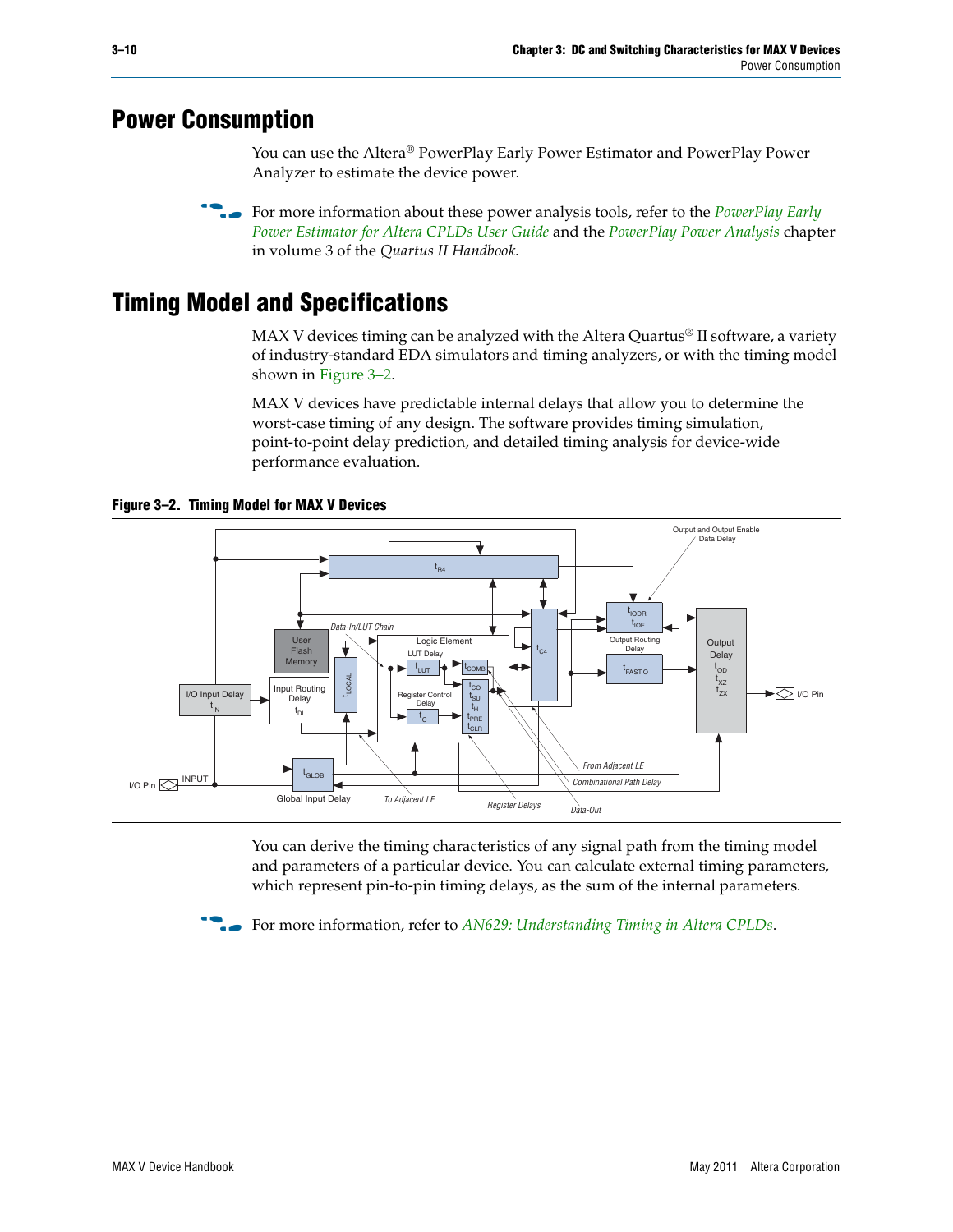# Power Consumption

You can use the Altera® PowerPlay Early Power Estimator and PowerPlay Power Analyzer to estimate the device power.

For more information about these power analysis tools, refer to the *PowerPlay Early Power Estimator for Altera CPLDs User Guide* and the *PowerPlay Power Analysis* chapter in volume 3 of the *Quartus II Handbook.*

# Timing Model and Specifications

MAX V devices timing can be analyzed with the Altera Quartus® II software, a variety of industry-standard EDA simulators and timing analyzers, or with the timing model shown in Figure 3–2.

MAX V devices have predictable internal delays that allow you to determine the worst-case timing of any design. The software provides timing simulation, point-to-point delay prediction, and detailed timing analysis for device-wide performance evaluation.

**Figure 3–2. Timing Model for MAX V Devices**

You can derive the timing characteristics of any signal path from the timing model and parameters of a particular device. You can calculate external timing parameters, which represent pin-to-pin timing delays, as the sum of the internal parameters.

For more information, refer to *AN629: Understanding Timing in Altera CPLDs*.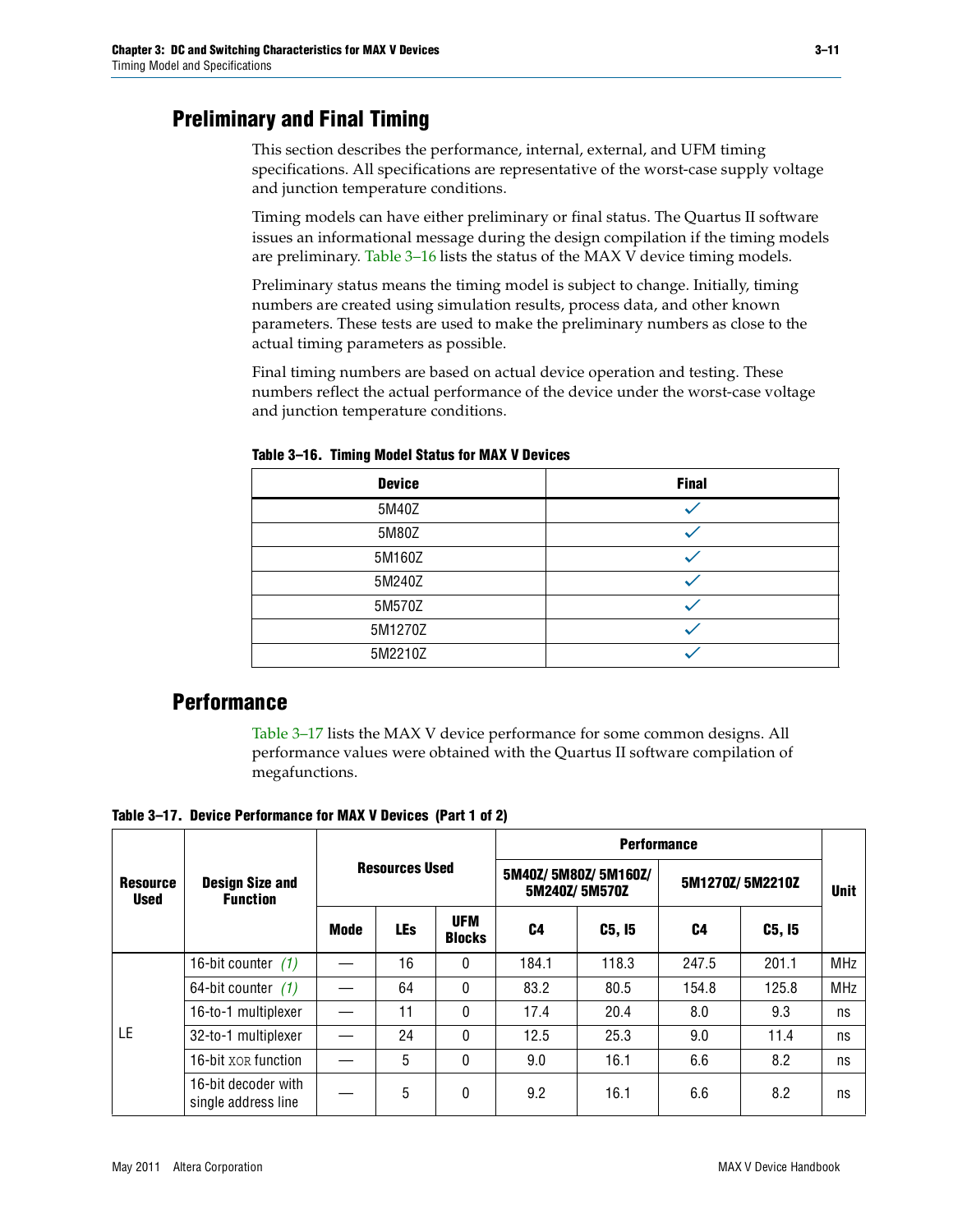# Preliminary and Final Timing

This section describes the performance, internal, external, and UFM timing specifications. All specifications are representative of the worst-case supply voltage and junction temperature conditions.

Timing models can have either preliminary or final status. The Quartus II software issues an informational message during the design compilation if the timing models are preliminary. Table 3–16 lists the status of the MAX V device timing models.

Preliminary status means the timing model is subject to change. Initially, timing numbers are created using simulation results, process data, and other known parameters. These tests are used to make the preliminary numbers as close to the actual timing parameters as possible.

Final timing numbers are based on actual device operation and testing. These numbers reflect the actual performance of the device under the worst-case voltage and junction temperature conditions.

**Table 3–16. Timing Model Status for MAX V Devices**

| Device | Final |
|---|---|
| 5M40Z | ✓ |
| 5M80Z | ✓ |
| 5M160Z | ✓ |
| 5M240Z | ✓ |
| 5M570Z | ✓ |
| 5M1270Z | ✓ |
| 5M2210Z | ✓ |

# Performance

Table 3–17 lists the MAX V device performance for some common designs. All performance values were obtained with the Quartus II software compilation of megafunctions.

**Table 3–17. Device Performance for MAX V Devices (Part 1 of 2)**

| Resource Used | Design Size and Function | Resources Used | | | Performance | | | | Unit |
|---|---|---|---|---|---|---|---|---|---|
| | | | | | 5M40Z/ 5M80Z/ 5M160Z/ 5M240Z/ 5M570Z | | 5M1270Z/ 5M2210Z | | |
| | | Mode | LEs | UFM Blocks | C4 | C5, I5 | C4 | C5, I5 | |
| LE | 16-bit counter (1) | — | 16 | 0 | 184.1 | 118.3 | 247.5 | 201.1 | MHz |
| | 64-bit counter (1) | — | 64 | 0 | 83.2 | 80.5 | 154.8 | 125.8 | MHz |
| | 16-to-1 multiplexer | — | 11 | 0 | 17.4 | 20.4 | 8.0 | 9.3 | ns |
| | 32-to-1 multiplexer | — | 24 | 0 | 12.5 | 25.3 | 9.0 | 11.4 | ns |
| | 16-bit XOR function | — | 5 | 0 | 9.0 | 16.1 | 6.6 | 8.2 | ns |
| | 16-bit decoder with single address line | — | 5 | 0 | 9.2 | 16.1 | 6.6 | 8.2 | ns |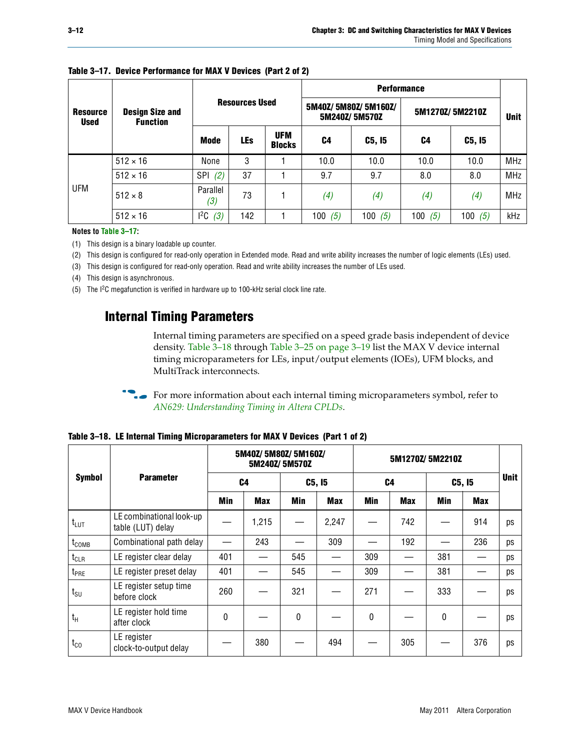**Table 3–17. Device Performance for MAX V Devices (Part 2 of 2)**

| Resource Used | Design Size and Function | Resources Used | | | Performance | | | | Unit |
|---|---|---|---|---|---|---|---|---|---|
| | | | | | 5M40Z/ 5M80Z/ 5M160Z/ 5M240Z/ 5M570Z | | 5M1270Z/ 5M2210Z | | |
| | | Mode | LEs | UFM Blocks | C4 | C5, I5 | C4 | C5, I5 | |
| UFM | 512 × 16 | None | 3 | 1 | 10.0 | 10.0 | 10.0 | 10.0 | MHz |
| | 512 × 16 | SPI *(2)* | 37 | 1 | 9.7 | 9.7 | 8.0 | 8.0 | MHz |
| | 512 × 8 | Parallel *(3)* | 73 | 1 | *(4)* | *(4)* | *(4)* | *(4)* | MHz |
| | 512 × 16 | $I^2C$ *(3)* | 142 | 1 | 100 *(5)* | 100 *(5)* | 100 *(5)* | 100 *(5)* | kHz |

**Notes to Table 3–17:**

(1) This design is a binary loadable up counter.

(2) This design is configured for read-only operation in Extended mode. Read and write ability increases the number of logic elements (LEs) used.

(3) This design is configured for read-only operation. Read and write ability increases the number of LEs used.

(4) This design is asynchronous.

(5) The $I^2C$ megafunction is verified in hardware up to 100-kHz serial clock line rate.

## Internal Timing Parameters

Internal timing parameters are specified on a speed grade basis independent of device density. Table 3–18 through Table 3–25 on page 3–19 list the MAX V device internal timing microparameters for LEs, input/output elements (IOEs), UFM blocks, and MultiTrack interconnects.

For more information about each internal timing microparameters symbol, refer to *AN629: Understanding Timing in Altera CPLDs*.

**Table 3–18. LE Internal Timing Microparameters for MAX V Devices (Part 1 of 2)**

| Symbol | Parameter | 5M40Z/ 5M80Z/ 5M160Z/ 5M240Z/ 5M570Z | | | | 5M1270Z/ 5M2210Z | | | | Unit |
|---|---|---|---|---|---|---|---|---|---|---|
| | | C4 | | C5, I5 | | C4 | | C5, I5 | | |
| | | Min | Max | Min | Max | Min | Max | Min | Max | |
| $t_{LUT}$ | LE combinational look-up table (LUT) delay | — | 1,215 | — | 2,247 | — | 742 | — | 914 | ps |
| $t_{COMB}$ | Combinational path delay | — | 243 | — | 309 | — | 192 | — | 236 | ps |
| $t_{CLR}$ | LE register clear delay | 401 | — | 545 | — | 309 | — | 381 | — | ps |
| $t_{PRE}$ | LE register preset delay | 401 | — | 545 | — | 309 | — | 381 | — | ps |
| $t_{SU}$ | LE register setup time before clock | 260 | — | 321 | — | 271 | — | 333 | — | ps |
| $t_H$ | LE register hold time after clock | 0 | — | 0 | — | 0 | — | 0 | — | ps |
| $t_{CO}$ | LE register clock-to-output delay | — | 380 | — | 494 | — | 305 | — | 376 | ps |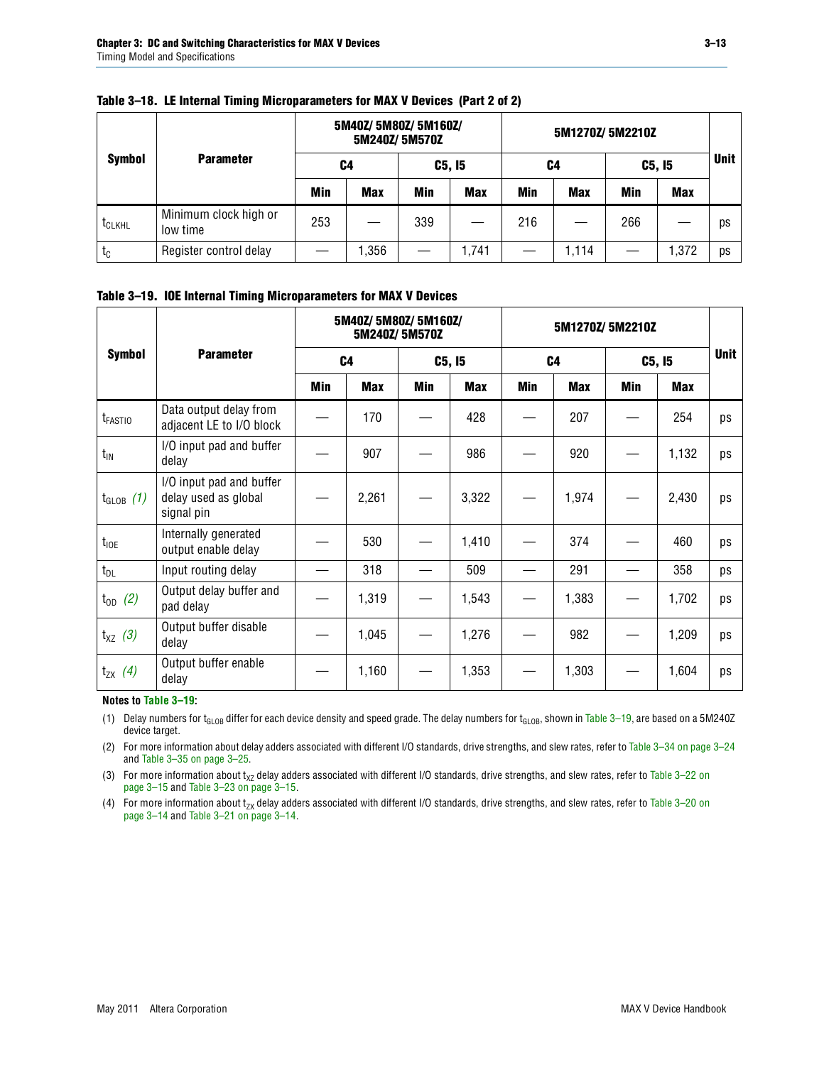**Table 3–18. LE Internal Timing Microparameters for MAX V Devices (Part 2 of 2)**

| Symbol | Parameter | 5M40Z/ 5M80Z/ 5M160Z/ 5M240Z/ 5M570Z | | | | 5M1270Z/ 5M2210Z | | | | Unit |
|---|---|---|---|---|---|---|---|---|---|---|
| | | C4 | | C5, I5 | | C4 | | C5, I5 | | |
| | | Min | Max | Min | Max | Min | Max | Min | Max | |
| $t_{CLKHL}$ | Minimum clock high or low time | 253 | — | 339 | — | 216 | — | 266 | — | ps |
| $t_C$ | Register control delay | — | 1,356 | — | 1,741 | — | 1,114 | — | 1,372 | ps |

**Table 3–19. IOE Internal Timing Microparameters for MAX V Devices**

| Symbol | Parameter | 5M40Z/ 5M80Z/ 5M160Z/ 5M240Z/ 5M570Z | | | | 5M1270Z/ 5M2210Z | | | | Unit |
|---|---|---|---|---|---|---|---|---|---|---|
| | | C4 | | C5, I5 | | C4 | | C5, I5 | | |
| | | Min | Max | Min | Max | Min | Max | Min | Max | |
| $t_{FASTIO}$ | Data output delay from adjacent LE to I/O block | — | 170 | — | 428 | — | 207 | — | 254 | ps |
| $t_{IN}$ | I/O input pad and buffer delay | — | 907 | — | 986 | — | 920 | — | 1,132 | ps |
| $t_{GLOB}$ *(1)* | I/O input pad and buffer delay used as global signal pin | — | 2,261 | — | 3,322 | — | 1,974 | — | 2,430 | ps |
| $t_{IOE}$ | Internally generated output enable delay | — | 530 | — | 1,410 | — | 374 | — | 460 | ps |
| $t_{DL}$ | Input routing delay | — | 318 | — | 509 | — | 291 | — | 358 | ps |
| $t_{OD}$ *(2)* | Output delay buffer and pad delay | — | 1,319 | — | 1,543 | — | 1,383 | — | 1,702 | ps |
| $t_{XZ}$ *(3)* | Output buffer disable delay | — | 1,045 | — | 1,276 | — | 982 | — | 1,209 | ps |
| $t_{ZX}$ *(4)* | Output buffer enable delay | — | 1,160 | — | 1,353 | — | 1,303 | — | 1,604 | ps |

**Notes to Table 3–19:**

(1) Delay numbers for $t_{GLOB}$ differ for each device density and speed grade. The delay numbers for $t_{GLOB}$, shown in Table 3–19, are based on a 5M240Z device target.

(2) For more information about delay adders associated with different I/O standards, drive strengths, and slew rates, refer to Table 3–34 on page 3–24 and Table 3–35 on page 3–25.

(3) For more information about $t_{XZ}$ delay adders associated with different I/O standards, drive strengths, and slew rates, refer to Table 3–22 on page 3–15 and Table 3–23 on page 3–15.

(4) For more information about $t_{ZX}$ delay adders associated with different I/O standards, drive strengths, and slew rates, refer to Table 3–20 on page 3–14 and Table 3–21 on page 3–14.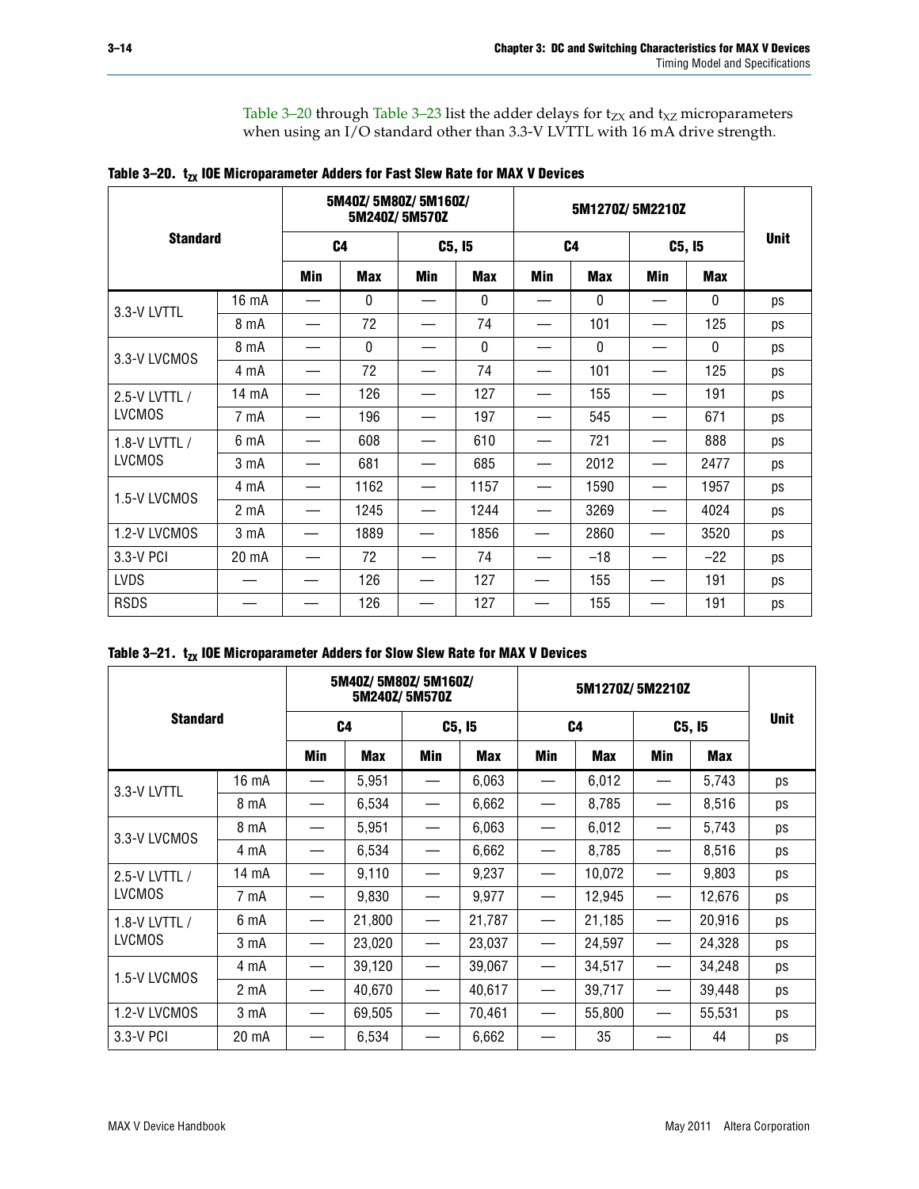Table 3–20 through Table 3–23 list the adder delays for $t_{ZX}$ and $t_{XZ}$ microparameters when using an I/O standard other than 3.3-V LVTTL with 16 mA drive strength.

**Table 3–20. $t_{ZX}$ IOE Microparameter Adders for Fast Slew Rate for MAX V Devices**

| Standard | | 5M40Z/ 5M80Z/ 5M160Z/ 5M240Z/ 5M570Z | | | | 5M1270Z/ 5M2210Z | | | | Unit |
|---|---|---|---|---|---|---|---|---|---|---|
| | | C4 | | C5, I5 | | C4 | | C5, I5 | | |
| | | Min | Max | Min | Max | Min | Max | Min | Max | |
| 3.3-V LVTTL | 16 mA | — | 0 | — | 0 | — | 0 | — | 0 | ps |
| | 8 mA | — | 72 | — | 74 | — | 101 | — | 125 | ps |
| 3.3-V LVCMOS | 8 mA | — | 0 | — | 0 | — | 0 | — | 0 | ps |
| | 4 mA | — | 72 | — | 74 | — | 101 | — | 125 | ps |
| 2.5-V LVTTL / LVCMOS | 14 mA | — | 126 | — | 127 | — | 155 | — | 191 | ps |
| | 7 mA | — | 196 | — | 197 | — | 545 | — | 671 | ps |
| 1.8-V LVTTL / LVCMOS | 6 mA | — | 608 | — | 610 | — | 721 | — | 888 | ps |
| | 3 mA | — | 681 | — | 685 | — | 2012 | — | 2477 | ps |
| 1.5-V LVCMOS | 4 mA | — | 1162 | — | 1157 | — | 1590 | — | 1957 | ps |
| | 2 mA | — | 1245 | — | 1244 | — | 3269 | — | 4024 | ps |
| 1.2-V LVCMOS | 3 mA | — | 1889 | — | 1856 | — | 2860 | — | 3520 | ps |
| 3.3-V PCI | 20 mA | — | 72 | — | 74 | — | –18 | — | –22 | ps |
| LVDS | — | — | 126 | — | 127 | — | 155 | — | 191 | ps |
| RSDS | — | — | 126 | — | 127 | — | 155 | — | 191 | ps |

**Table 3–21. $t_{ZX}$ IOE Microparameter Adders for Slow Slew Rate for MAX V Devices**

| Standard | | 5M40Z/ 5M80Z/ 5M160Z/ 5M240Z/ 5M570Z | | | | 5M1270Z/ 5M2210Z | | | | Unit |
|---|---|---|---|---|---|---|---|---|---|---|
| | | C4 | | C5, I5 | | C4 | | C5, I5 | | |
| | | Min | Max | Min | Max | Min | Max | Min | Max | |
| 3.3-V LVTTL | 16 mA | — | 5,951 | — | 6,063 | — | 6,012 | — | 5,743 | ps |
| | 8 mA | — | 6,534 | — | 6,662 | — | 8,785 | — | 8,516 | ps |
| 3.3-V LVCMOS | 8 mA | — | 5,951 | — | 6,063 | — | 6,012 | — | 5,743 | ps |
| | 4 mA | — | 6,534 | — | 6,662 | — | 8,785 | — | 8,516 | ps |
| 2.5-V LVTTL / LVCMOS | 14 mA | — | 9,110 | — | 9,237 | — | 10,072 | — | 9,803 | ps |
| | 7 mA | — | 9,830 | — | 9,977 | — | 12,945 | — | 12,676 | ps |
| 1.8-V LVTTL / LVCMOS | 6 mA | — | 21,800 | — | 21,787 | — | 21,185 | — | 20,916 | ps |
| | 3 mA | — | 23,020 | — | 23,037 | — | 24,597 | — | 24,328 | ps |
| 1.5-V LVCMOS | 4 mA | — | 39,120 | — | 39,067 | — | 34,517 | — | 34,248 | ps |
| | 2 mA | — | 40,670 | — | 40,617 | — | 39,717 | — | 39,448 | ps |
| 1.2-V LVCMOS | 3 mA | — | 69,505 | — | 70,461 | — | 55,800 | — | 55,531 | ps |
| 3.3-V PCI | 20 mA | — | 6,534 | — | 6,662 | — | 35 | — | 44 | ps |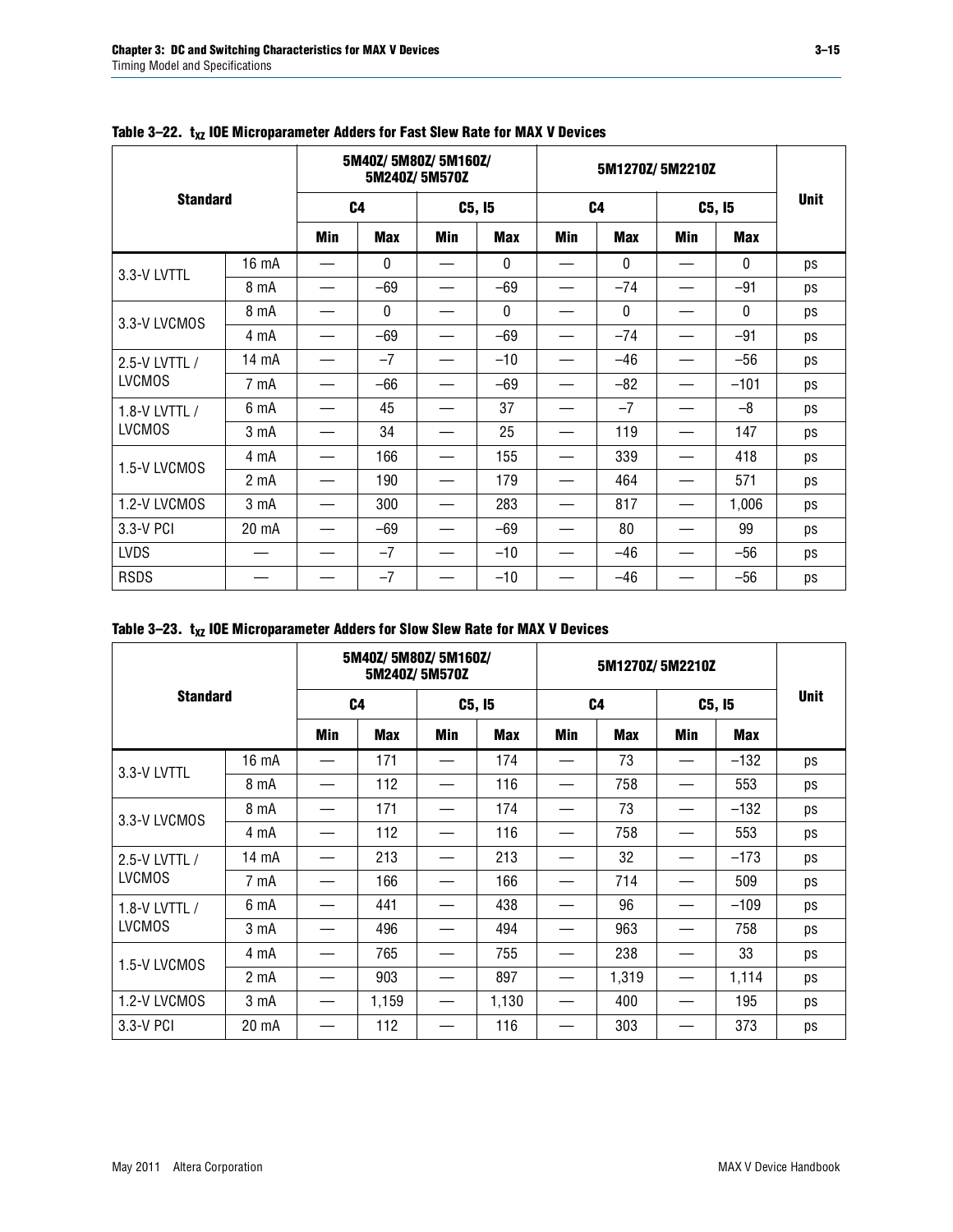**Table 3–22. $t_{XZ}$ IOE Microparameter Adders for Fast Slew Rate for MAX V Devices**

| Standard | | 5M40Z/ 5M80Z/ 5M160Z/ 5M240Z/ 5M570Z | | | | 5M1270Z/ 5M2210Z | | | | Unit |
|---|---|---|---|---|---|---|---|---|---|---|
| | | C4 | | C5, I5 | | C4 | | C5, I5 | | |
| | | Min | Max | Min | Max | Min | Max | Min | Max | |
| 3.3-V LVTTL | 16 mA | — | 0 | — | 0 | — | 0 | — | 0 | ps |
| | 8 mA | — | –69 | — | –69 | — | –74 | — | –91 | ps |
| 3.3-V LVCMOS | 8 mA | — | 0 | — | 0 | — | 0 | — | 0 | ps |
| | 4 mA | — | –69 | — | –69 | — | –74 | — | –91 | ps |
| 2.5-V LVTTL / LVCMOS | 14 mA | — | –7 | — | –10 | — | –46 | — | –56 | ps |
| | 7 mA | — | –66 | — | –69 | — | –82 | — | –101 | ps |
| 1.8-V LVTTL / LVCMOS | 6 mA | — | 45 | — | 37 | — | –7 | — | –8 | ps |
| | 3 mA | — | 34 | — | 25 | — | 119 | — | 147 | ps |
| 1.5-V LVCMOS | 4 mA | — | 166 | — | 155 | — | 339 | — | 418 | ps |
| | 2 mA | — | 190 | — | 179 | — | 464 | — | 571 | ps |
| 1.2-V LVCMOS | 3 mA | — | 300 | — | 283 | — | 817 | — | 1,006 | ps |
| 3.3-V PCI | 20 mA | — | –69 | — | –69 | — | 80 | — | 99 | ps |
| LVDS | — | — | –7 | — | –10 | — | –46 | — | –56 | ps |
| RSDS | — | — | –7 | — | –10 | — | –46 | — | –56 | ps |

**Table 3–23. $t_{XZ}$ IOE Microparameter Adders for Slow Slew Rate for MAX V Devices**

| Standard | | 5M40Z/ 5M80Z/ 5M160Z/ 5M240Z/ 5M570Z | | | | 5M1270Z/ 5M2210Z | | | | Unit |
|---|---|---|---|---|---|---|---|---|---|---|
| | | C4 | | C5, I5 | | C4 | | C5, I5 | | |
| | | Min | Max | Min | Max | Min | Max | Min | Max | |
| 3.3-V LVTTL | 16 mA | — | 171 | — | 174 | — | 73 | — | –132 | ps |
| | 8 mA | — | 112 | — | 116 | — | 758 | — | 553 | ps |
| 3.3-V LVCMOS | 8 mA | — | 171 | — | 174 | — | 73 | — | –132 | ps |
| | 4 mA | — | 112 | — | 116 | — | 758 | — | 553 | ps |
| 2.5-V LVTTL / LVCMOS | 14 mA | — | 213 | — | 213 | — | 32 | — | –173 | ps |
| | 7 mA | — | 166 | — | 166 | — | 714 | — | 509 | ps |
| 1.8-V LVTTL / LVCMOS | 6 mA | — | 441 | — | 438 | — | 96 | — | –109 | ps |
| | 3 mA | — | 496 | — | 494 | — | 963 | — | 758 | ps |
| 1.5-V LVCMOS | 4 mA | — | 765 | — | 755 | — | 238 | — | 33 | ps |
| | 2 mA | — | 903 | — | 897 | — | 1,319 | — | 1,114 | ps |
| 1.2-V LVCMOS | 3 mA | — | 1,159 | — | 1,130 | — | 400 | — | 195 | ps |
| 3.3-V PCI | 20 mA | — | 112 | — | 116 | — | 303 | — | 373 | ps |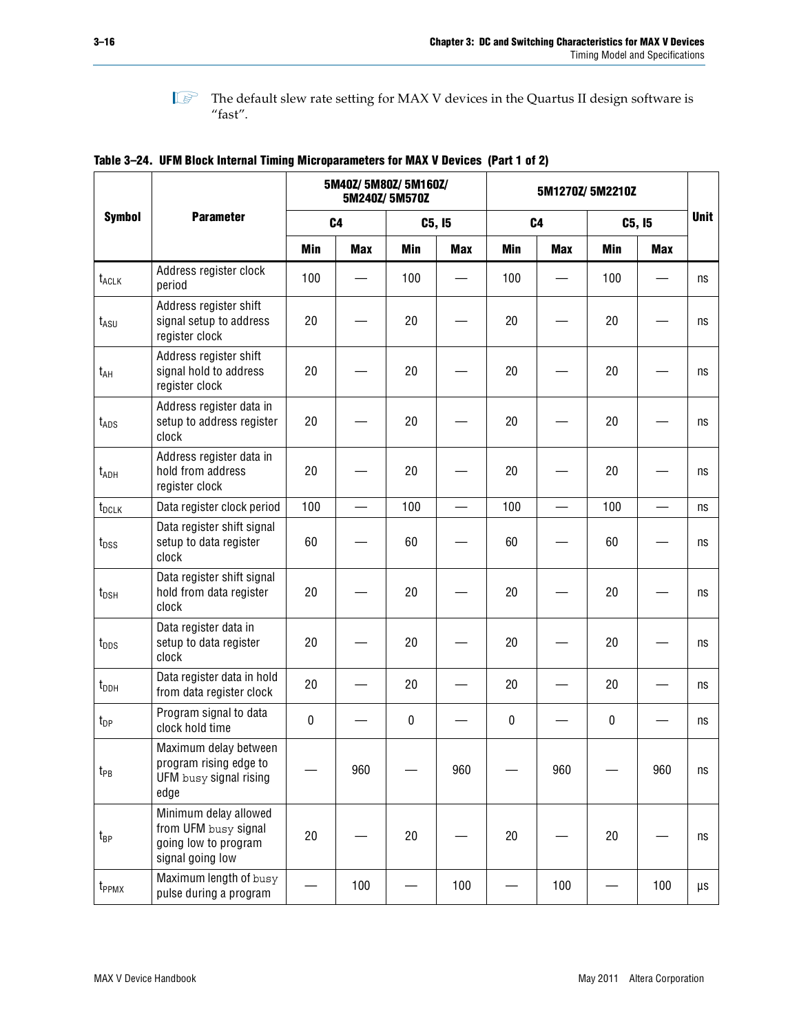The default slew rate setting for MAX V devices in the Quartus II design software is “fast”.

**Table 3–24. UFM Block Internal Timing Microparameters for MAX V Devices (Part 1 of 2)**

| Symbol | Parameter | 5M40Z/ 5M80Z/ 5M160Z/ 5M240Z/ 5M570Z | | | | 5M1270Z/ 5M2210Z | | | | Unit |
|---|---|---|---|---|---|---|---|---|---|---|
| | | C4 | | C5, I5 | | C4 | | C5, I5 | | |
| | | Min | Max | Min | Max | Min | Max | Min | Max | |
| $t_{ACLK}$ | Address register clock period | 100 | — | 100 | — | 100 | — | 100 | — | ns |
| $t_{ASU}$ | Address register shift signal setup to address register clock | 20 | — | 20 | — | 20 | — | 20 | — | ns |
| $t_{AH}$ | Address register shift signal hold to address register clock | 20 | — | 20 | — | 20 | — | 20 | — | ns |
| $t_{ADS}$ | Address register data in setup to address register clock | 20 | — | 20 | — | 20 | — | 20 | — | ns |
| $t_{ADH}$ | Address register data in hold from address register clock | 20 | — | 20 | — | 20 | — | 20 | — | ns |
| $t_{DCLK}$ | Data register clock period | 100 | — | 100 | — | 100 | — | 100 | — | ns |
| $t_{DSS}$ | Data register shift signal setup to data register clock | 60 | — | 60 | — | 60 | — | 60 | — | ns |
| $t_{DSH}$ | Data register shift signal hold from data register clock | 20 | — | 20 | — | 20 | — | 20 | — | ns |
| $t_{DDS}$ | Data register data in setup to data register clock | 20 | — | 20 | — | 20 | — | 20 | — | ns |
| $t_{DDH}$ | Data register data in hold from data register clock | 20 | — | 20 | — | 20 | — | 20 | — | ns |
| $t_{DP}$ | Program signal to data clock hold time | 0 | — | 0 | — | 0 | — | 0 | — | ns |
| $t_{PB}$ | Maximum delay between program rising edge to UFM `busy` signal rising edge | — | 960 | — | 960 | — | 960 | — | 960 | ns |
| $t_{BP}$ | Minimum delay allowed from UFM `busy` signal going low to program signal going low | 20 | — | 20 | — | 20 | — | 20 | — | ns |
| $t_{PPMX}$ | Maximum length of `busy` pulse during a program | — | 100 | — | 100 | — | 100 | — | 100 | μs |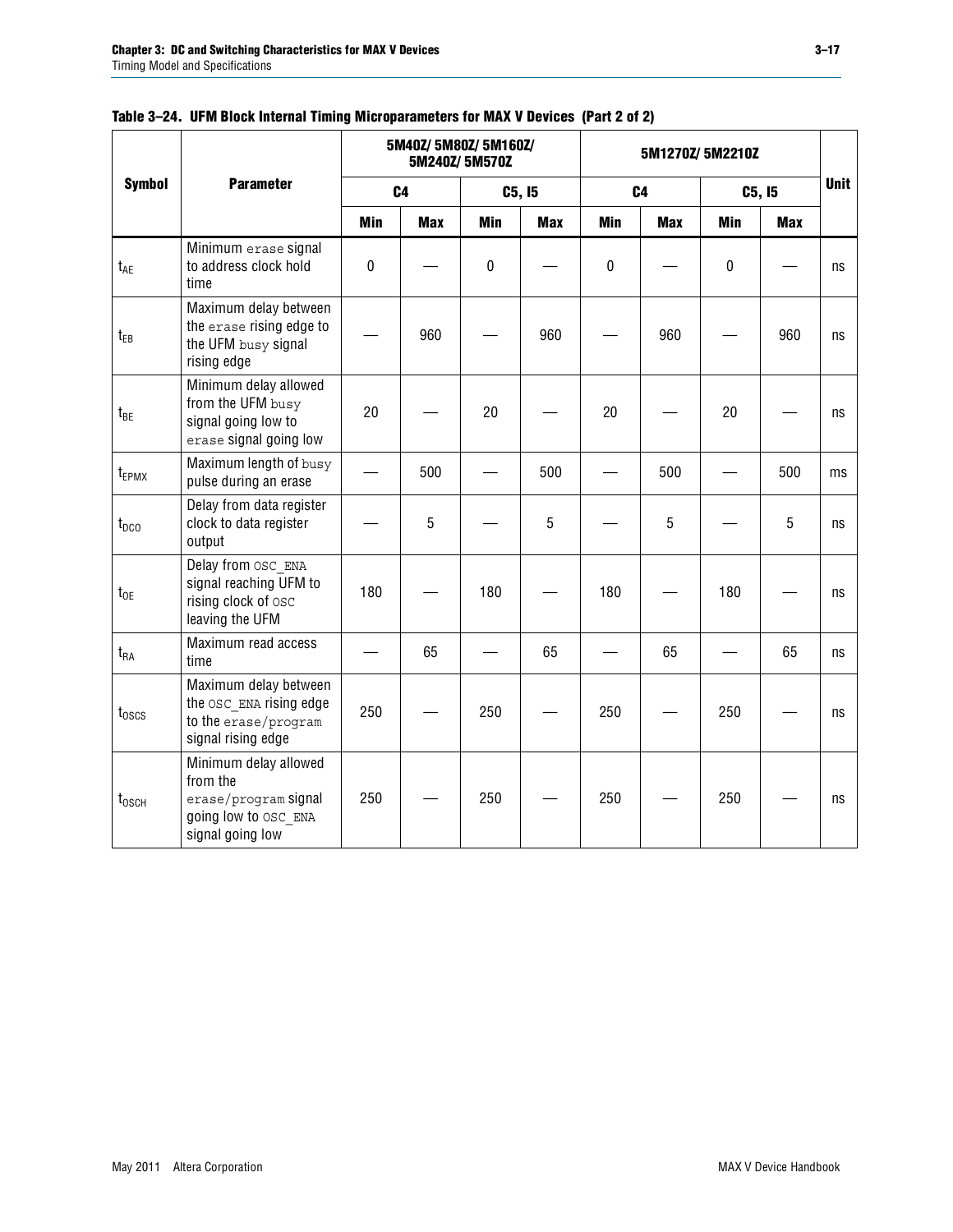**Table 3–24. UFM Block Internal Timing Microparameters for MAX V Devices (Part 2 of 2)**

| Symbol | Parameter | 5M40Z/ 5M80Z/ 5M160Z/ 5M240Z/ 5M570Z | | | | 5M1270Z/ 5M2210Z | | | | Unit |
|---|---|---|---|---|---|---|---|---|---|---|
| | | C4 | | C5, I5 | | C4 | | C5, I5 | | |
| | | Min | Max | Min | Max | Min | Max | Min | Max | |
| $t_{AE}$ | Minimum `erase` signal to address clock hold time | 0 | — | 0 | — | 0 | — | 0 | — | ns |
| $t_{EB}$ | Maximum delay between the `erase` rising edge to the UFM `busy` signal rising edge | — | 960 | — | 960 | — | 960 | — | 960 | ns |
| $t_{BE}$ | Minimum delay allowed from the UFM `busy` signal going low to `erase` signal going low | 20 | — | 20 | — | 20 | — | 20 | — | ns |
| $t_{EPMX}$ | Maximum length of `busy` pulse during an erase | — | 500 | — | 500 | — | 500 | — | 500 | ms |
| $t_{DCO}$ | Delay from data register clock to data register output | — | 5 | — | 5 | — | 5 | — | 5 | ns |
| $t_{OE}$ | Delay from `OSC_ENA` signal reaching UFM to rising clock of `OSC` leaving the UFM | 180 | — | 180 | — | 180 | — | 180 | — | ns |
| $t_{RA}$ | Maximum read access time | — | 65 | — | 65 | — | 65 | — | 65 | ns |
| $t_{OSCS}$ | Maximum delay between the `OSC_ENA` rising edge to the `erase/program` signal rising edge | 250 | — | 250 | — | 250 | — | 250 | — | ns |
| $t_{OSCH}$ | Minimum delay allowed from the `erase/program` signal going low to `OSC_ENA` signal going low | 250 | — | 250 | — | 250 | — | 250 | — | ns |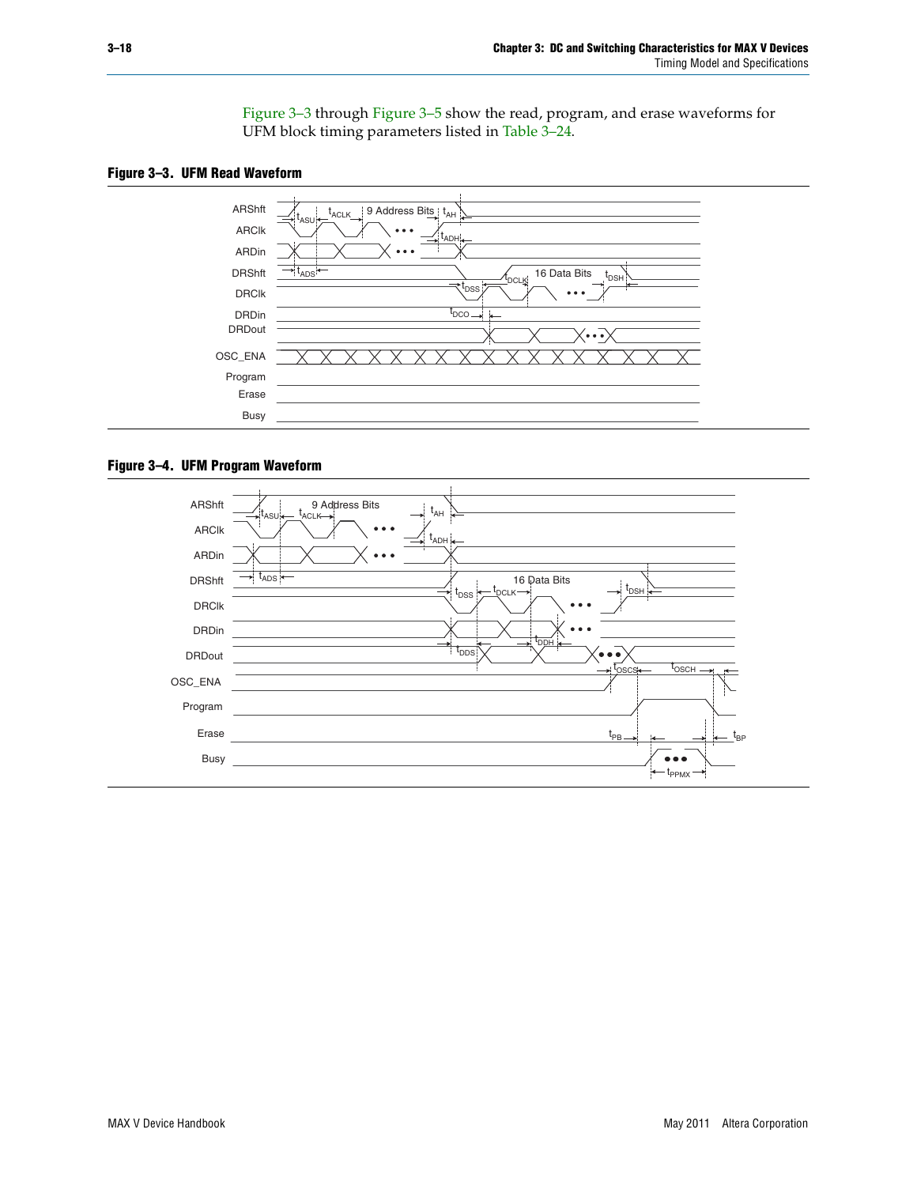Figure 3–3 through Figure 3–5 show the read, program, and erase waveforms for UFM block timing parameters listed in Table 3–24.

**Figure 3–3. UFM Read Waveform**

**Figure 3–4. UFM Program Waveform**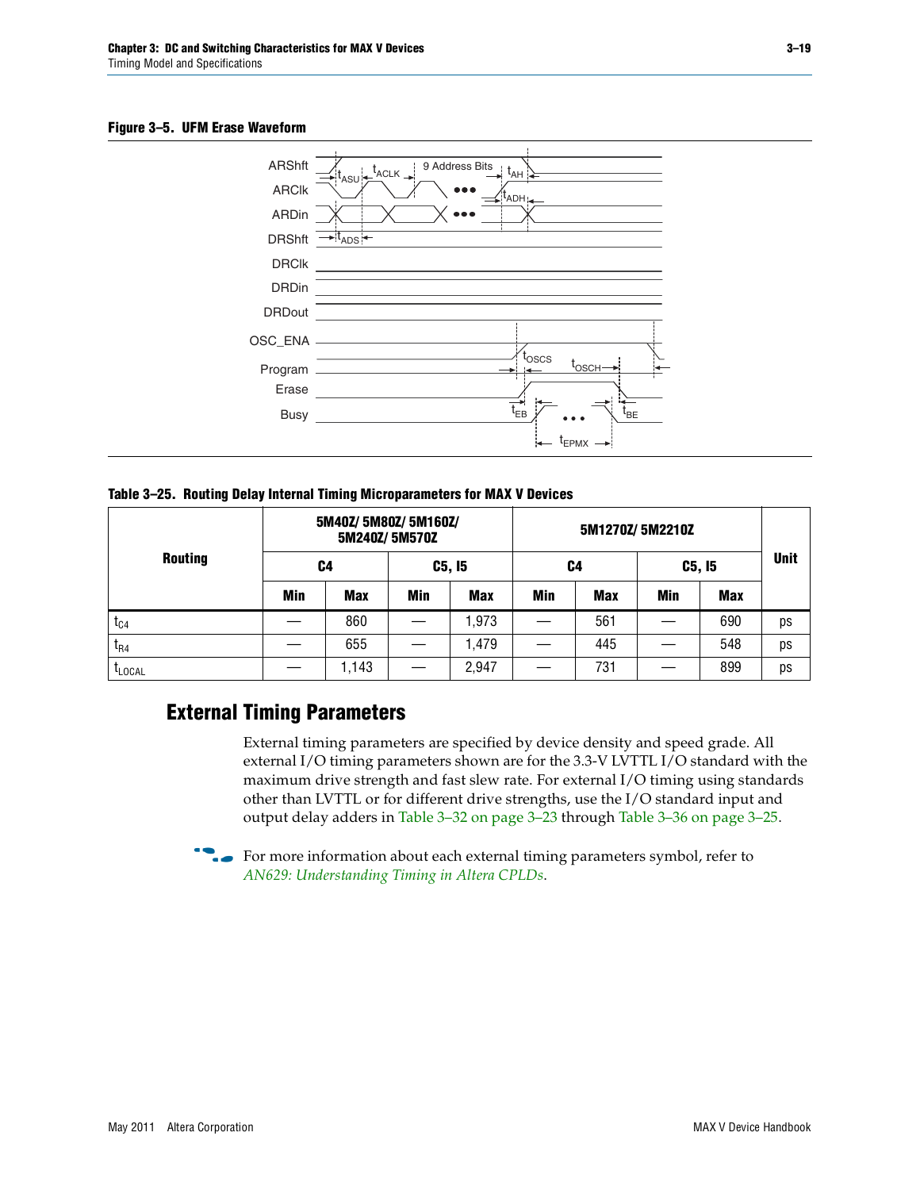**Figure 3–5. UFM Erase Waveform**

**Table 3–25. Routing Delay Internal Timing Microparameters for MAX V Devices**

| Routing | 5M40Z/ 5M80Z/ 5M160Z/ 5M240Z/ 5M570Z | | | | 5M1270Z/ 5M2210Z | | | | Unit |
|---|---|---|---|---|---|---|---|---|---|
| | C4 | | C5, I5 | | C4 | | C5, I5 | | |
| | Min | Max | Min | Max | Min | Max | Min | Max | |
| $t_{C4}$ | — | 860 | — | 1,973 | — | 561 | — | 690 | ps |
| $t_{R4}$ | — | 655 | — | 1,479 | — | 445 | — | 548 | ps |
| $t_{LOCAL}$ | — | 1,143 | — | 2,947 | — | 731 | — | 899 | ps |

## External Timing Parameters

External timing parameters are specified by device density and speed grade. All external I/O timing parameters shown are for the 3.3-V LVTTL I/O standard with the maximum drive strength and fast slew rate. For external I/O timing using standards other than LVTTL or for different drive strengths, use the I/O standard input and output delay adders in Table 3–32 on page 3–23 through Table 3–36 on page 3–25.

For more information about each external timing parameters symbol, refer to *AN629: Understanding Timing in Altera CPLDs*.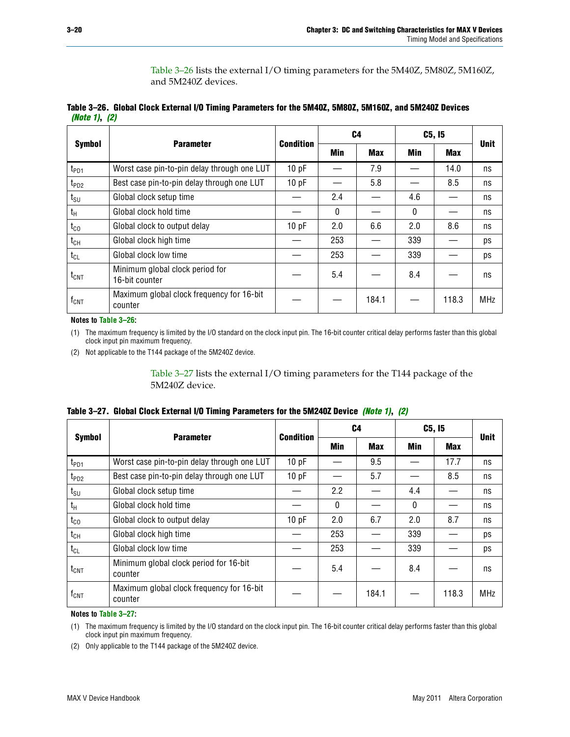Table 3–26 lists the external I/O timing parameters for the 5M40Z, 5M80Z, 5M160Z, and 5M240Z devices.

**Table 3–26. Global Clock External I/O Timing Parameters for the 5M40Z, 5M80Z, 5M160Z, and 5M240Z Devices *(Note 1)*, *(2)***

| Symbol | Parameter | Condition | C4 | | C5, I5 | | Unit |
|---|---|---|---|---|---|---|---|
| | | | Min | Max | Min | Max | |
| $t_{PD1}$ | Worst case pin-to-pin delay through one LUT | 10 pF | — | 7.9 | — | 14.0 | ns |
| $t_{PD2}$ | Best case pin-to-pin delay through one LUT | 10 pF | — | 5.8 | — | 8.5 | ns |
| $t_{SU}$ | Global clock setup time | — | 2.4 | — | 4.6 | — | ns |
| $t_{H}$ | Global clock hold time | — | 0 | — | 0 | — | ns |
| $t_{CO}$ | Global clock to output delay | 10 pF | 2.0 | 6.6 | 2.0 | 8.6 | ns |
| $t_{CH}$ | Global clock high time | — | 253 | — | 339 | — | ps |
| $t_{CL}$ | Global clock low time | — | 253 | — | 339 | — | ps |
| $t_{CNT}$ | Minimum global clock period for 16-bit counter | — | 5.4 | — | 8.4 | — | ns |
| $f_{CNT}$ | Maximum global clock frequency for 16-bit counter | — | — | 184.1 | — | 118.3 | MHz |

**Notes to Table 3–26:**

(1) The maximum frequency is limited by the I/O standard on the clock input pin. The 16-bit counter critical delay performs faster than this global clock input pin maximum frequency.

(2) Not applicable to the T144 package of the 5M240Z device.

Table 3–27 lists the external I/O timing parameters for the T144 package of the 5M240Z device.

**Table 3–27. Global Clock External I/O Timing Parameters for the 5M240Z Device *(Note 1)*, *(2)***

| Symbol | Parameter | Condition | C4 | | C5, I5 | | Unit |
|---|---|---|---|---|---|---|---|
| | | | Min | Max | Min | Max | |
| $t_{PD1}$ | Worst case pin-to-pin delay through one LUT | 10 pF | — | 9.5 | — | 17.7 | ns |
| $t_{PD2}$ | Best case pin-to-pin delay through one LUT | 10 pF | — | 5.7 | — | 8.5 | ns |
| $t_{SU}$ | Global clock setup time | — | 2.2 | — | 4.4 | — | ns |
| $t_{H}$ | Global clock hold time | — | 0 | — | 0 | — | ns |
| $t_{CO}$ | Global clock to output delay | 10 pF | 2.0 | 6.7 | 2.0 | 8.7 | ns |
| $t_{CH}$ | Global clock high time | — | 253 | — | 339 | — | ps |
| $t_{CL}$ | Global clock low time | — | 253 | — | 339 | — | ps |
| $t_{CNT}$ | Minimum global clock period for 16-bit counter | — | 5.4 | — | 8.4 | — | ns |
| $f_{CNT}$ | Maximum global clock frequency for 16-bit counter | — | — | 184.1 | — | 118.3 | MHz |

**Notes to Table 3–27:**

(1) The maximum frequency is limited by the I/O standard on the clock input pin. The 16-bit counter critical delay performs faster than this global clock input pin maximum frequency.

(2) Only applicable to the T144 package of the 5M240Z device.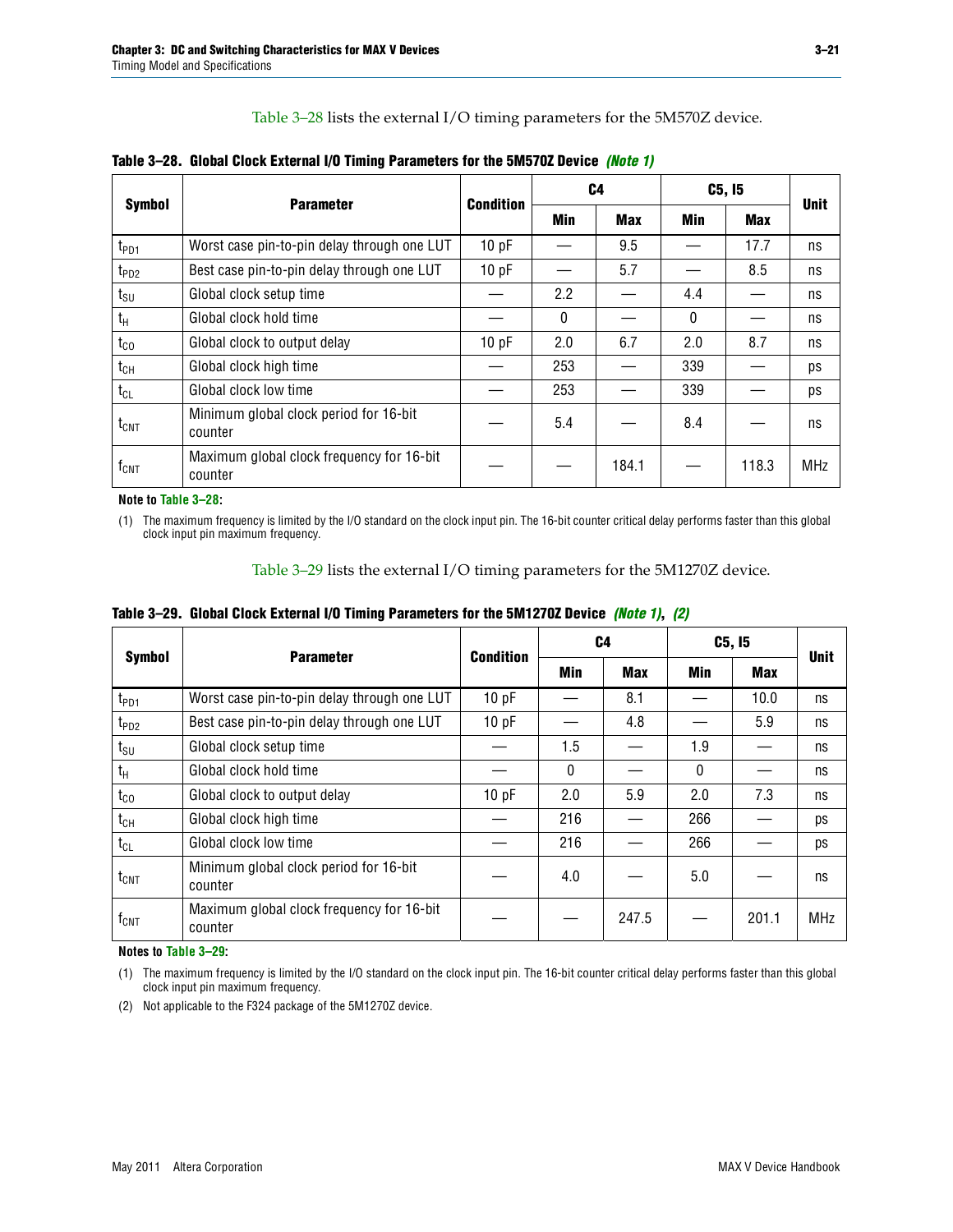Table 3–28 lists the external I/O timing parameters for the 5M570Z device.

**Table 3–28. Global Clock External I/O Timing Parameters for the 5M570Z Device *(Note 1)***

| Symbol | Parameter | Condition | C4 | | C5, I5 | | Unit |
|---|---|---|---|---|---|---|---|
| | | | Min | Max | Min | Max | |
| $t_{PD1}$ | Worst case pin-to-pin delay through one LUT | 10 pF | — | 9.5 | — | 17.7 | ns |
| $t_{PD2}$ | Best case pin-to-pin delay through one LUT | 10 pF | — | 5.7 | — | 8.5 | ns |
| $t_{SU}$ | Global clock setup time | — | 2.2 | — | 4.4 | — | ns |
| $t_H$ | Global clock hold time | — | 0 | — | 0 | — | ns |
| $t_{CO}$ | Global clock to output delay | 10 pF | 2.0 | 6.7 | 2.0 | 8.7 | ns |
| $t_{CH}$ | Global clock high time | — | 253 | — | 339 | — | ps |
| $t_{CL}$ | Global clock low time | — | 253 | — | 339 | — | ps |
| $t_{CNT}$ | Minimum global clock period for 16-bit counter | — | 5.4 | — | 8.4 | — | ns |
| $f_{CNT}$ | Maximum global clock frequency for 16-bit counter | — | — | 184.1 | — | 118.3 | MHz |

**Note to Table 3–28:**

(1) The maximum frequency is limited by the I/O standard on the clock input pin. The 16-bit counter critical delay performs faster than this global clock input pin maximum frequency.

Table 3–29 lists the external I/O timing parameters for the 5M1270Z device.

**Table 3–29. Global Clock External I/O Timing Parameters for the 5M1270Z Device *(Note 1)*, *(2)***

| Symbol | Parameter | Condition | C4 | | C5, I5 | | Unit |
|---|---|---|---|---|---|---|---|
| | | | Min | Max | Min | Max | |
| $t_{PD1}$ | Worst case pin-to-pin delay through one LUT | 10 pF | — | 8.1 | — | 10.0 | ns |
| $t_{PD2}$ | Best case pin-to-pin delay through one LUT | 10 pF | — | 4.8 | — | 5.9 | ns |
| $t_{SU}$ | Global clock setup time | — | 1.5 | — | 1.9 | — | ns |
| $t_H$ | Global clock hold time | — | 0 | — | 0 | — | ns |
| $t_{CO}$ | Global clock to output delay | 10 pF | 2.0 | 5.9 | 2.0 | 7.3 | ns |
| $t_{CH}$ | Global clock high time | — | 216 | — | 266 | — | ps |
| $t_{CL}$ | Global clock low time | — | 216 | — | 266 | — | ps |
| $t_{CNT}$ | Minimum global clock period for 16-bit counter | — | 4.0 | — | 5.0 | — | ns |
| $f_{CNT}$ | Maximum global clock frequency for 16-bit counter | — | — | 247.5 | — | 201.1 | MHz |

**Notes to Table 3–29:**

(1) The maximum frequency is limited by the I/O standard on the clock input pin. The 16-bit counter critical delay performs faster than this global clock input pin maximum frequency.

(2) Not applicable to the F324 package of the 5M1270Z device.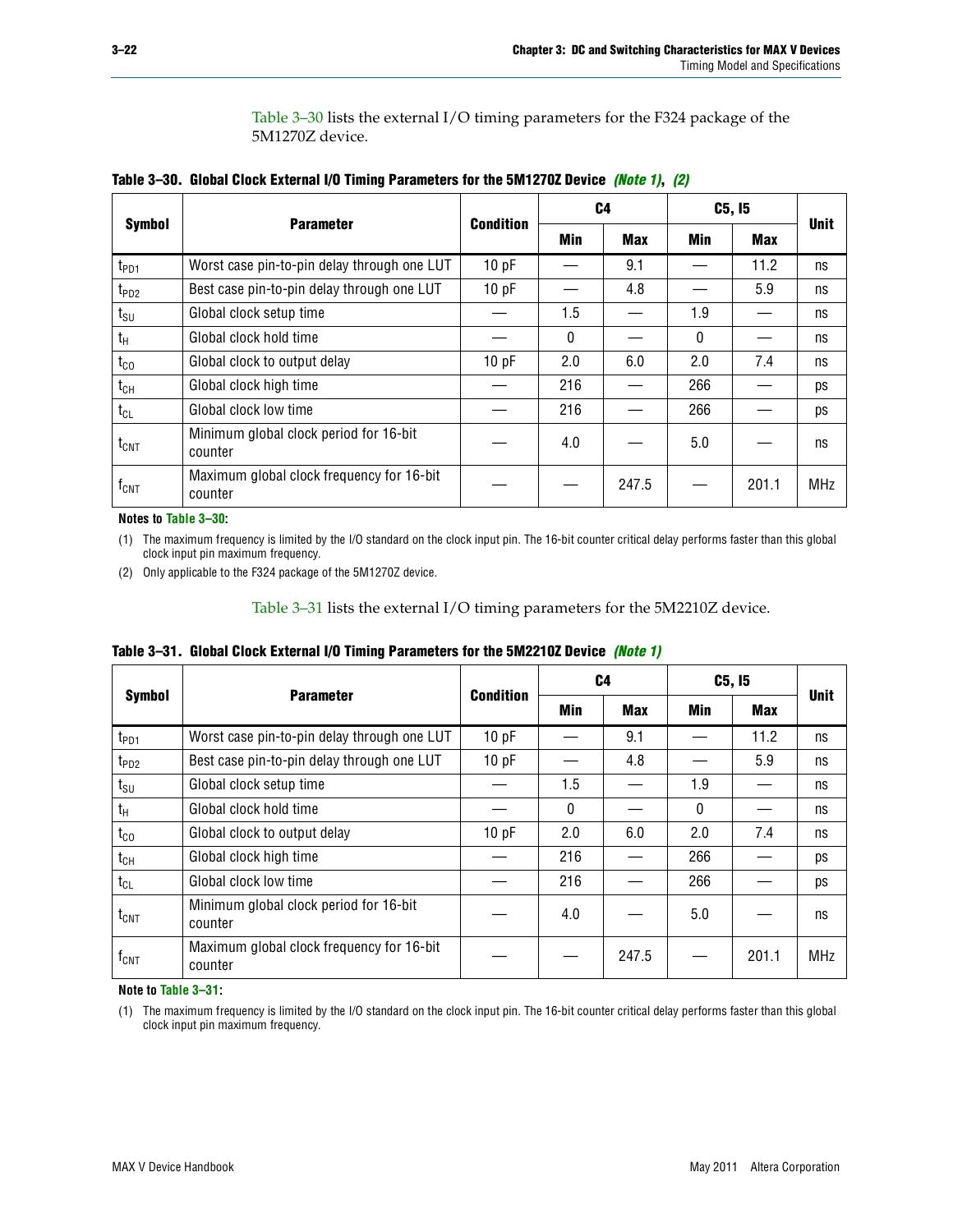Table 3–30 lists the external I/O timing parameters for the F324 package of the 5M1270Z device.

**Table 3–30. Global Clock External I/O Timing Parameters for the 5M1270Z Device *(Note 1)*, *(2)***

| Symbol | Parameter | Condition | C4 | | C5, I5 | | Unit |
|---|---|---|---|---|---|---|---|
| | | | Min | Max | Min | Max | |
| $t_{PD1}$ | Worst case pin-to-pin delay through one LUT | 10 pF | — | 9.1 | — | 11.2 | ns |
| $t_{PD2}$ | Best case pin-to-pin delay through one LUT | 10 pF | — | 4.8 | — | 5.9 | ns |
| $t_{SU}$ | Global clock setup time | — | 1.5 | — | 1.9 | — | ns |
| $t_{H}$ | Global clock hold time | — | 0 | — | 0 | — | ns |
| $t_{CO}$ | Global clock to output delay | 10 pF | 2.0 | 6.0 | 2.0 | 7.4 | ns |
| $t_{CH}$ | Global clock high time | — | 216 | — | 266 | — | ps |
| $t_{CL}$ | Global clock low time | — | 216 | — | 266 | — | ps |
| $t_{CNT}$ | Minimum global clock period for 16-bit counter | — | 4.0 | — | 5.0 | — | ns |
| $f_{CNT}$ | Maximum global clock frequency for 16-bit counter | — | — | 247.5 | — | 201.1 | MHz |

**Notes to Table 3–30:**

(1) The maximum frequency is limited by the I/O standard on the clock input pin. The 16-bit counter critical delay performs faster than this global clock input pin maximum frequency.

(2) Only applicable to the F324 package of the 5M1270Z device.

Table 3–31 lists the external I/O timing parameters for the 5M2210Z device.

**Table 3–31. Global Clock External I/O Timing Parameters for the 5M2210Z Device *(Note 1)***

| Symbol | Parameter | Condition | C4 | | C5, I5 | | Unit |
|---|---|---|---|---|---|---|---|
| | | | Min | Max | Min | Max | |
| $t_{PD1}$ | Worst case pin-to-pin delay through one LUT | 10 pF | — | 9.1 | — | 11.2 | ns |
| $t_{PD2}$ | Best case pin-to-pin delay through one LUT | 10 pF | — | 4.8 | — | 5.9 | ns |
| $t_{SU}$ | Global clock setup time | — | 1.5 | — | 1.9 | — | ns |
| $t_{H}$ | Global clock hold time | — | 0 | — | 0 | — | ns |
| $t_{CO}$ | Global clock to output delay | 10 pF | 2.0 | 6.0 | 2.0 | 7.4 | ns |
| $t_{CH}$ | Global clock high time | — | 216 | — | 266 | — | ps |
| $t_{CL}$ | Global clock low time | — | 216 | — | 266 | — | ps |
| $t_{CNT}$ | Minimum global clock period for 16-bit counter | — | 4.0 | — | 5.0 | — | ns |
| $f_{CNT}$ | Maximum global clock frequency for 16-bit counter | — | — | 247.5 | — | 201.1 | MHz |

**Note to Table 3–31:**

(1) The maximum frequency is limited by the I/O standard on the clock input pin. The 16-bit counter critical delay performs faster than this global clock input pin maximum frequency.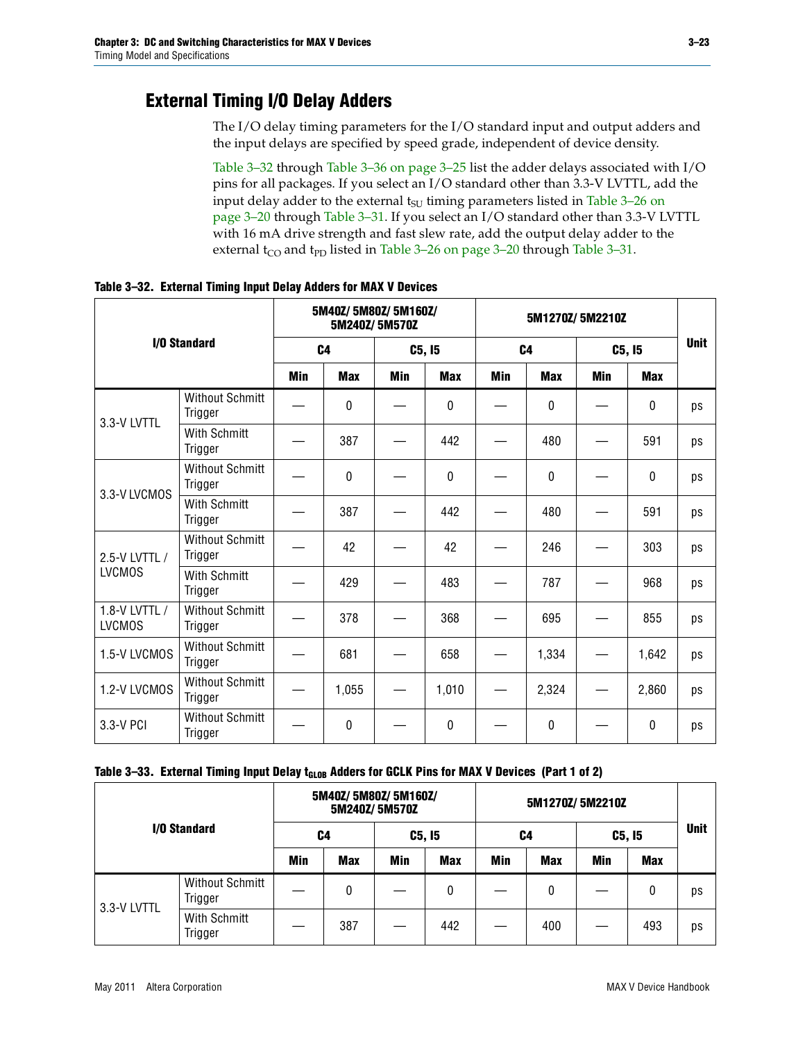## External Timing I/O Delay Adders

The I/O delay timing parameters for the I/O standard input and output adders and the input delays are specified by speed grade, independent of device density.

Table 3–32 through Table 3–36 on page 3–25 list the adder delays associated with I/O pins for all packages. If you select an I/O standard other than 3.3-V LVTTL, add the input delay adder to the external $t_{SU}$ timing parameters listed in Table 3–26 on page 3–20 through Table 3–31. If you select an I/O standard other than 3.3-V LVTTL with 16 mA drive strength and fast slew rate, add the output delay adder to the external $t_{CO}$ and $t_{PD}$ listed in Table 3–26 on page 3–20 through Table 3–31.

**Table 3–32. External Timing Input Delay Adders for MAX V Devices**

| I/O Standard | | 5M40Z/ 5M80Z/ 5M160Z/ 5M240Z/ 5M570Z | | | | 5M1270Z/ 5M2210Z | | | | Unit |
|---|---|---|---|---|---|---|---|---|---|---|
| | | C4 | | C5, I5 | | C4 | | C5, I5 | | |
| | | Min | Max | Min | Max | Min | Max | Min | Max | |
| 3.3-V LVTTL | Without Schmitt Trigger | — | 0 | — | 0 | — | 0 | — | 0 | ps |
| | With Schmitt Trigger | — | 387 | — | 442 | — | 480 | — | 591 | ps |
| 3.3-V LVCMOS | Without Schmitt Trigger | — | 0 | — | 0 | — | 0 | — | 0 | ps |
| | With Schmitt Trigger | — | 387 | — | 442 | — | 480 | — | 591 | ps |
| 2.5-V LVTTL / LVCMOS | Without Schmitt Trigger | — | 42 | — | 42 | — | 246 | — | 303 | ps |
| | With Schmitt Trigger | — | 429 | — | 483 | — | 787 | — | 968 | ps |
| 1.8-V LVTTL / LVCMOS | Without Schmitt Trigger | — | 378 | — | 368 | — | 695 | — | 855 | ps |
| 1.5-V LVCMOS | Without Schmitt Trigger | — | 681 | — | 658 | — | 1,334 | — | 1,642 | ps |
| 1.2-V LVCMOS | Without Schmitt Trigger | — | 1,055 | — | 1,010 | — | 2,324 | — | 2,860 | ps |
| 3.3-V PCI | Without Schmitt Trigger | — | 0 | — | 0 | — | 0 | — | 0 | ps |

**Table 3–33. External Timing Input Delay $t_{GLOB}$ Adders for GCLK Pins for MAX V Devices (Part 1 of 2)**

| I/O Standard | | 5M40Z/ 5M80Z/ 5M160Z/ 5M240Z/ 5M570Z | | | | 5M1270Z/ 5M2210Z | | | | Unit |
|---|---|---|---|---|---|---|---|---|---|---|
| | | C4 | | C5, I5 | | C4 | | C5, I5 | | |
| | | Min | Max | Min | Max | Min | Max | Min | Max | |
| 3.3-V LVTTL | Without Schmitt Trigger | — | 0 | — | 0 | — | 0 | — | 0 | ps |
| | With Schmitt Trigger | — | 387 | — | 442 | — | 400 | — | 493 | ps |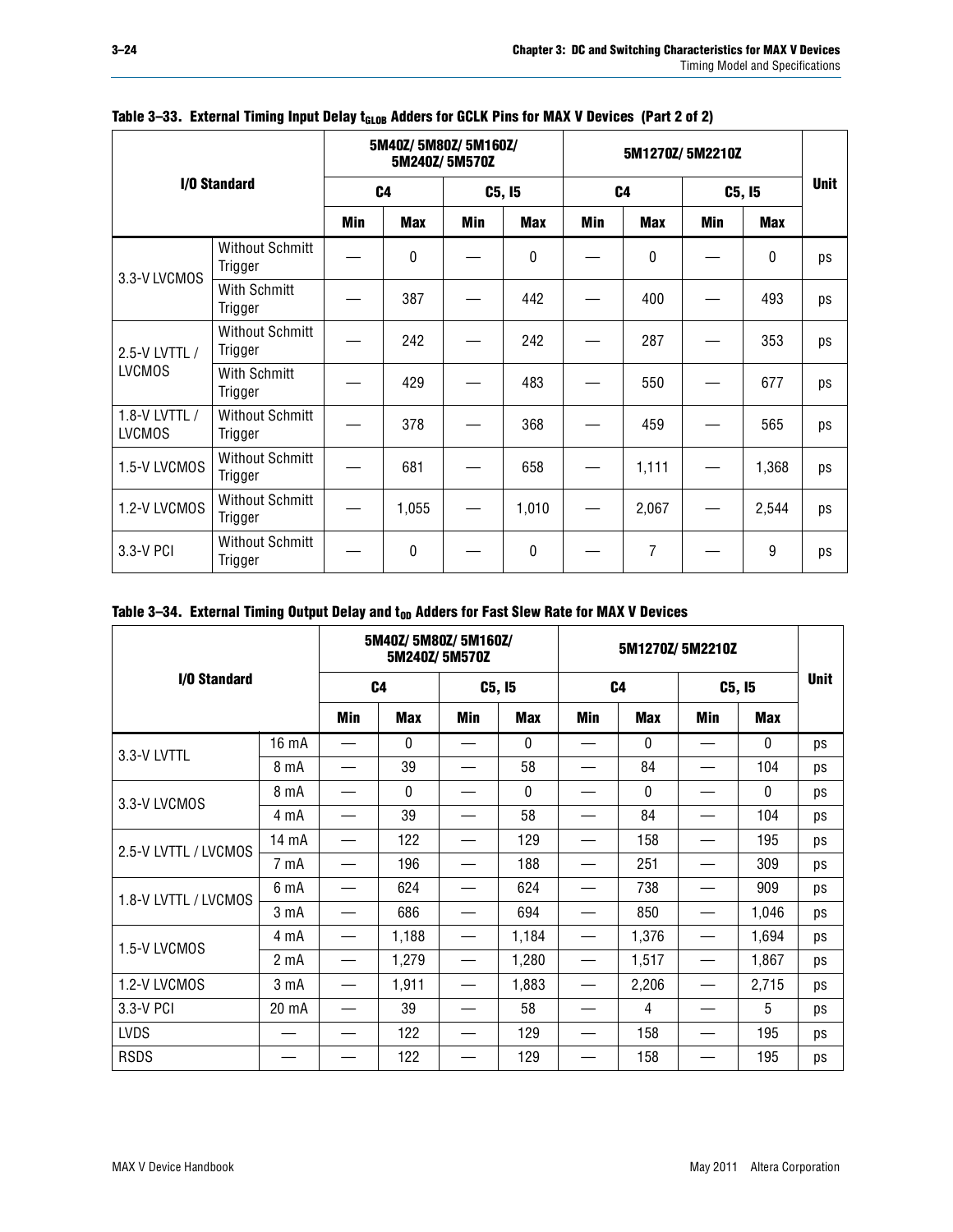**Table 3–33. External Timing Input Delay $t_{GLOB}$ Adders for GCLK Pins for MAX V Devices (Part 2 of 2)**

| I/O Standard | | 5M40Z/ 5M80Z/ 5M160Z/ 5M240Z/ 5M570Z | | | | 5M1270Z/ 5M2210Z | | | | Unit |
|---|---|---|---|---|---|---|---|---|---|---|
| | | C4 | | C5, I5 | | C4 | | C5, I5 | | |
| | | Min | Max | Min | Max | Min | Max | Min | Max | |
| 3.3-V LVCMOS | Without Schmitt Trigger | — | 0 | — | 0 | — | 0 | — | 0 | ps |
| | With Schmitt Trigger | — | 387 | — | 442 | — | 400 | — | 493 | ps |
| 2.5-V LVTTL / LVCMOS | Without Schmitt Trigger | — | 242 | — | 242 | — | 287 | — | 353 | ps |
| | With Schmitt Trigger | — | 429 | — | 483 | — | 550 | — | 677 | ps |
| 1.8-V LVTTL / LVCMOS | Without Schmitt Trigger | — | 378 | — | 368 | — | 459 | — | 565 | ps |
| 1.5-V LVCMOS | Without Schmitt Trigger | — | 681 | — | 658 | — | 1,111 | — | 1,368 | ps |
| 1.2-V LVCMOS | Without Schmitt Trigger | — | 1,055 | — | 1,010 | — | 2,067 | — | 2,544 | ps |
| 3.3-V PCI | Without Schmitt Trigger | — | 0 | — | 0 | — | 7 | — | 9 | ps |

**Table 3–34. External Timing Output Delay and $t_{OD}$ Adders for Fast Slew Rate for MAX V Devices**

| I/O Standard | | 5M40Z/ 5M80Z/ 5M160Z/ 5M240Z/ 5M570Z | | | | 5M1270Z/ 5M2210Z | | | | Unit |
|---|---|---|---|---|---|---|---|---|---|---|
| | | C4 | | C5, I5 | | C4 | | C5, I5 | | |
| | | Min | Max | Min | Max | Min | Max | Min | Max | |
| 3.3-V LVTTL | 16 mA | — | 0 | — | 0 | — | 0 | — | 0 | ps |
| | 8 mA | — | 39 | — | 58 | — | 84 | — | 104 | ps |
| 3.3-V LVCMOS | 8 mA | — | 0 | — | 0 | — | 0 | — | 0 | ps |
| | 4 mA | — | 39 | — | 58 | — | 84 | — | 104 | ps |
| 2.5-V LVTTL / LVCMOS | 14 mA | — | 122 | — | 129 | — | 158 | — | 195 | ps |
| | 7 mA | — | 196 | — | 188 | — | 251 | — | 309 | ps |
| 1.8-V LVTTL / LVCMOS | 6 mA | — | 624 | — | 624 | — | 738 | — | 909 | ps |
| | 3 mA | — | 686 | — | 694 | — | 850 | — | 1,046 | ps |
| 1.5-V LVCMOS | 4 mA | — | 1,188 | — | 1,184 | — | 1,376 | — | 1,694 | ps |
| | 2 mA | — | 1,279 | — | 1,280 | — | 1,517 | — | 1,867 | ps |
| 1.2-V LVCMOS | 3 mA | — | 1,911 | — | 1,883 | — | 2,206 | — | 2,715 | ps |
| 3.3-V PCI | 20 mA | — | 39 | — | 58 | — | 4 | — | 5 | ps |
| LVDS | — | — | 122 | — | 129 | — | 158 | — | 195 | ps |
| RSDS | — | — | 122 | — | 129 | — | 158 | — | 195 | ps |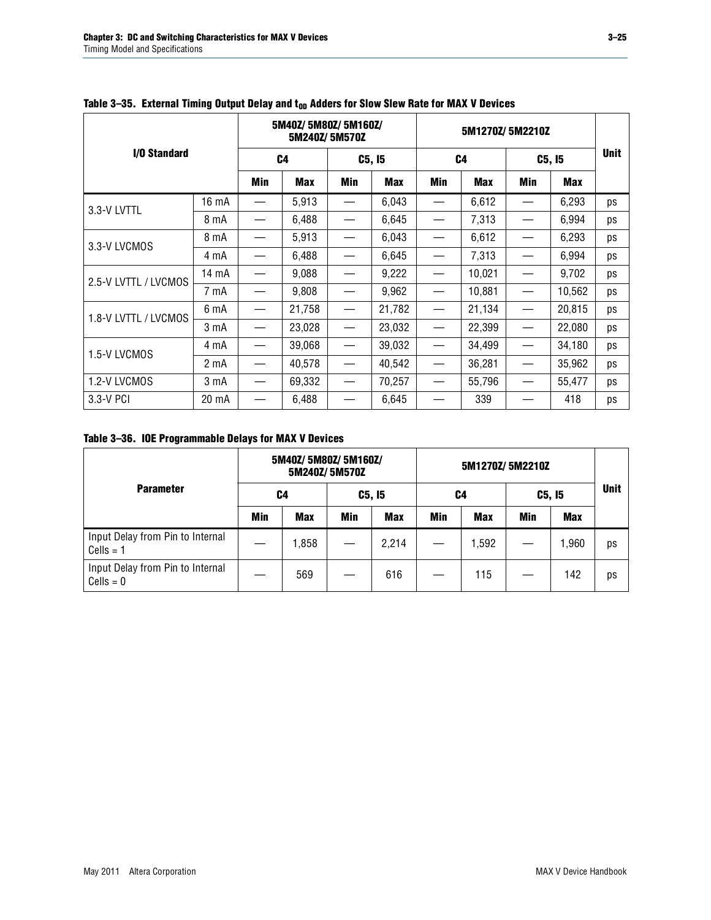**Table 3–35. External Timing Output Delay and $t_{OD}$ Adders for Slow Slew Rate for MAX V Devices**

| I/O Standard | | 5M40Z/ 5M80Z/ 5M160Z/ 5M240Z/ 5M570Z | | | | 5M1270Z/ 5M2210Z | | | | Unit |
|---|---|---|---|---|---|---|---|---|---|---|
| | | C4 | | C5, I5 | | C4 | | C5, I5 | | |
| | | Min | Max | Min | Max | Min | Max | Min | Max | |
| 3.3-V LVTTL | 16 mA | — | 5,913 | — | 6,043 | — | 6,612 | — | 6,293 | ps |
| | 8 mA | — | 6,488 | — | 6,645 | — | 7,313 | — | 6,994 | ps |
| 3.3-V LVCMOS | 8 mA | — | 5,913 | — | 6,043 | — | 6,612 | — | 6,293 | ps |
| | 4 mA | — | 6,488 | — | 6,645 | — | 7,313 | — | 6,994 | ps |
| 2.5-V LVTTL / LVCMOS | 14 mA | — | 9,088 | — | 9,222 | — | 10,021 | — | 9,702 | ps |
| | 7 mA | — | 9,808 | — | 9,962 | — | 10,881 | — | 10,562 | ps |
| 1.8-V LVTTL / LVCMOS | 6 mA | — | 21,758 | — | 21,782 | — | 21,134 | — | 20,815 | ps |
| | 3 mA | — | 23,028 | — | 23,032 | — | 22,399 | — | 22,080 | ps |
| 1.5-V LVCMOS | 4 mA | — | 39,068 | — | 39,032 | — | 34,499 | — | 34,180 | ps |
| | 2 mA | — | 40,578 | — | 40,542 | — | 36,281 | — | 35,962 | ps |
| 1.2-V LVCMOS | 3 mA | — | 69,332 | — | 70,257 | — | 55,796 | — | 55,477 | ps |
| 3.3-V PCI | 20 mA | — | 6,488 | — | 6,645 | — | 339 | — | 418 | ps |

**Table 3–36. IOE Programmable Delays for MAX V Devices**

| Parameter | 5M40Z/ 5M80Z/ 5M160Z/ 5M240Z/ 5M570Z | | | | 5M1270Z/ 5M2210Z | | | | Unit |
|---|---|---|---|---|---|---|---|---|---|
| | C4 | | C5, I5 | | C4 | | C5, I5 | | |
| | Min | Max | Min | Max | Min | Max | Min | Max | |
| Input Delay from Pin to Internal Cells = 1 | — | 1,858 | — | 2,214 | — | 1,592 | — | 1,960 | ps |
| Input Delay from Pin to Internal Cells = 0 | — | 569 | — | 616 | — | 115 | — | 142 | ps |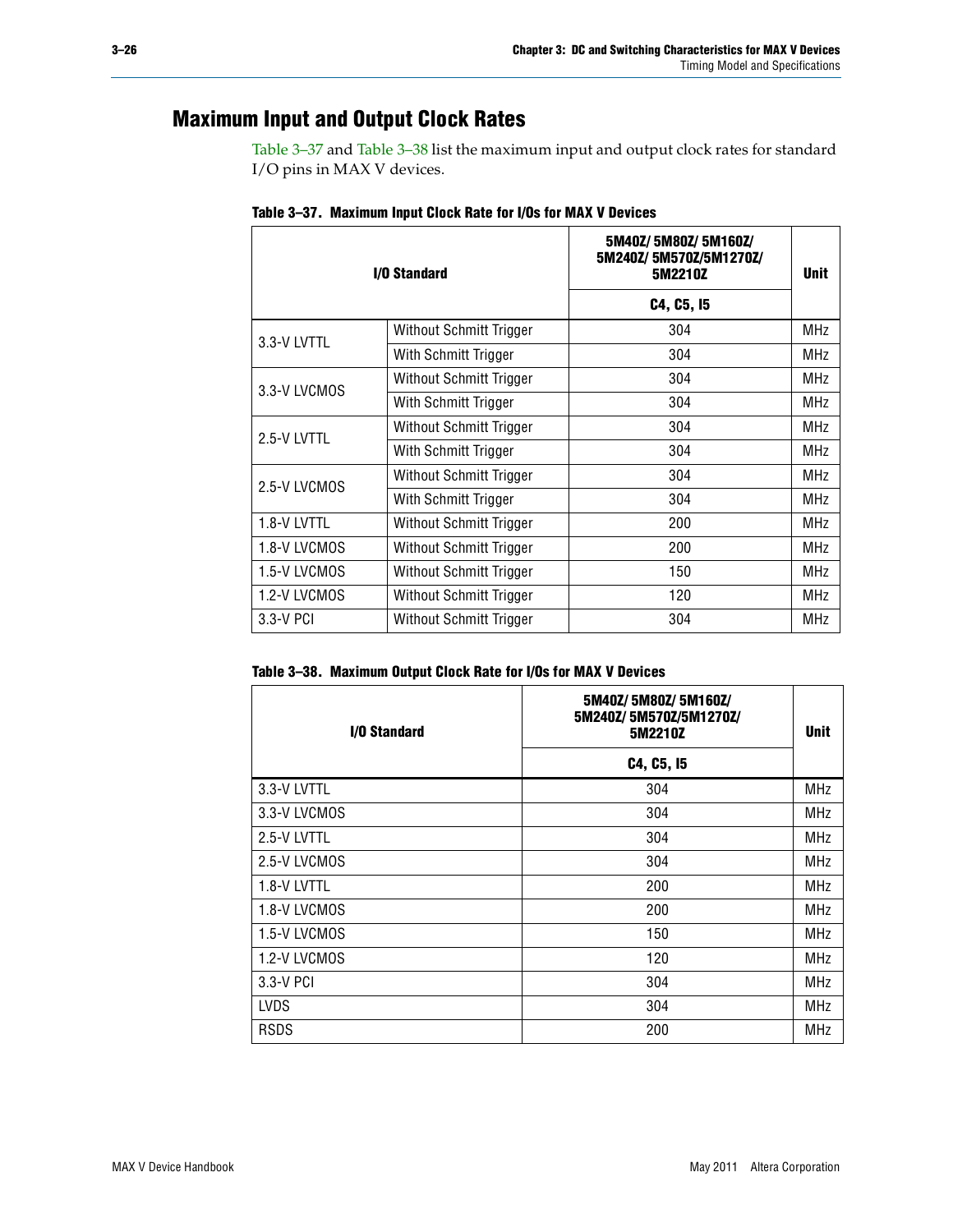## Maximum Input and Output Clock Rates

Table 3–37 and Table 3–38 list the maximum input and output clock rates for standard I/O pins in MAX V devices.

**Table 3–37. Maximum Input Clock Rate for I/Os for MAX V Devices**

| I/O Standard | | 5M40Z/ 5M80Z/ 5M160Z/ 5M240Z/ 5M570Z/5M1270Z/ 5M2210Z | Unit |
|---|---|---|---|
| | | C4, C5, I5 | |
| 3.3-V LVTTL | Without Schmitt Trigger | 304 | MHz |
| | With Schmitt Trigger | 304 | MHz |
| 3.3-V LVCMOS | Without Schmitt Trigger | 304 | MHz |
| | With Schmitt Trigger | 304 | MHz |
| 2.5-V LVTTL | Without Schmitt Trigger | 304 | MHz |
| | With Schmitt Trigger | 304 | MHz |
| 2.5-V LVCMOS | Without Schmitt Trigger | 304 | MHz |
| | With Schmitt Trigger | 304 | MHz |
| 1.8-V LVTTL | Without Schmitt Trigger | 200 | MHz |
| 1.8-V LVCMOS | Without Schmitt Trigger | 200 | MHz |
| 1.5-V LVCMOS | Without Schmitt Trigger | 150 | MHz |
| 1.2-V LVCMOS | Without Schmitt Trigger | 120 | MHz |
| 3.3-V PCI | Without Schmitt Trigger | 304 | MHz |

**Table 3–38. Maximum Output Clock Rate for I/Os for MAX V Devices**

| I/O Standard | 5M40Z/ 5M80Z/ 5M160Z/ 5M240Z/ 5M570Z/5M1270Z/ 5M2210Z | Unit |
|---|---|---|
| | C4, C5, I5 | |
| 3.3-V LVTTL | 304 | MHz |
| 3.3-V LVCMOS | 304 | MHz |
| 2.5-V LVTTL | 304 | MHz |
| 2.5-V LVCMOS | 304 | MHz |
| 1.8-V LVTTL | 200 | MHz |
| 1.8-V LVCMOS | 200 | MHz |
| 1.5-V LVCMOS | 150 | MHz |
| 1.2-V LVCMOS | 120 | MHz |
| 3.3-V PCI | 304 | MHz |
| LVDS | 304 | MHz |
| RSDS | 200 | MHz |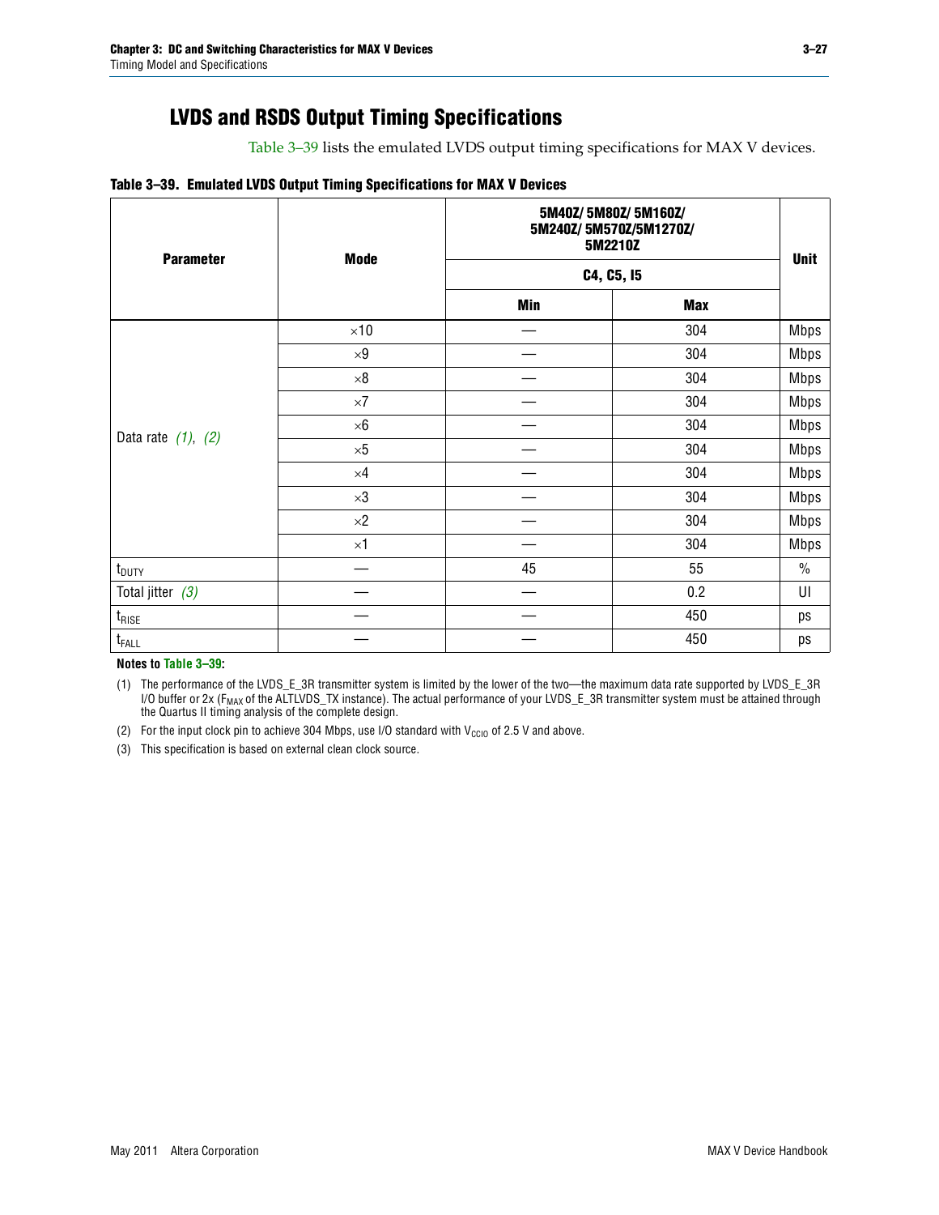## LVDS and RSDS Output Timing Specifications

Table 3–39 lists the emulated LVDS output timing specifications for MAX V devices.

**Table 3–39. Emulated LVDS Output Timing Specifications for MAX V Devices**

| Parameter | Mode | 5M40Z/ 5M80Z/ 5M160Z/ 5M240Z/ 5M570Z/5M1270Z/ 5M2210Z | | Unit |
|---|---|---|---|---|
| | | C4, C5, I5 | | |
| | | Min | Max | |
| Data rate *(1)*, *(2)* | ×10 | — | 304 | Mbps |
| | ×9 | — | 304 | Mbps |
| | ×8 | — | 304 | Mbps |
| | ×7 | — | 304 | Mbps |
| | ×6 | — | 304 | Mbps |
| | ×5 | — | 304 | Mbps |
| | ×4 | — | 304 | Mbps |
| | ×3 | — | 304 | Mbps |
| | ×2 | — | 304 | Mbps |
| | ×1 | — | 304 | Mbps |
| $t_{DUTY}$ | — | 45 | 55 | % |
| Total jitter *(3)* | — | — | 0.2 | UI |
| $t_{RISE}$ | — | — | 450 | ps |
| $t_{FALL}$ | — | — | 450 | ps |

**Notes to Table 3–39:**

(1) The performance of the LVDS_E_3R transmitter system is limited by the lower of the two—the maximum data rate supported by LVDS_E_3R I/O buffer or 2x ($F_{MAX}$ of the ALTLVDS_TX instance). The actual performance of your LVDS_E_3R transmitter system must be attained through the Quartus II timing analysis of the complete design.

(2) For the input clock pin to achieve 304 Mbps, use I/O standard with $V_{CCIO}$ of 2.5 V and above.

(3) This specification is based on external clean clock source.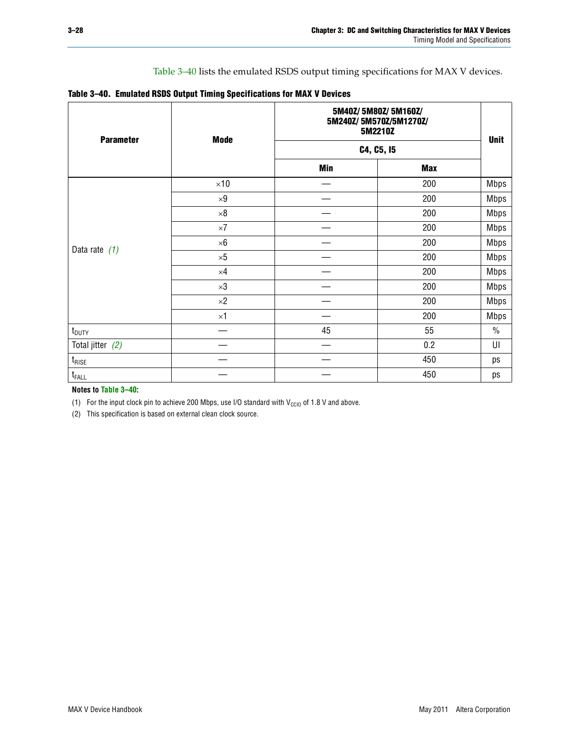Table 3–40 lists the emulated RSDS output timing specifications for MAX V devices.

**Table 3–40. Emulated RSDS Output Timing Specifications for MAX V Devices**

| Parameter | Mode | 5M40Z/ 5M80Z/ 5M160Z/ 5M240Z/ 5M570Z/5M1270Z/ 5M2210Z | | Unit |
|---|---|---|---|---|
| | | C4, C5, I5 | | |
| | | Min | Max | |
| Data rate *(1)* | ×10 | — | 200 | Mbps |
| | ×9 | — | 200 | Mbps |
| | ×8 | — | 200 | Mbps |
| | ×7 | — | 200 | Mbps |
| | ×6 | — | 200 | Mbps |
| | ×5 | — | 200 | Mbps |
| | ×4 | — | 200 | Mbps |
| | ×3 | — | 200 | Mbps |
| | ×2 | — | 200 | Mbps |
| | ×1 | — | 200 | Mbps |
| $t_{DUTY}$ | — | 45 | 55 | % |
| Total jitter *(2)* | — | — | 0.2 | UI |
| $t_{RISE}$ | — | — | 450 | ps |
| $t_{FALL}$ | — | — | 450 | ps |

**Notes to Table 3–40:**

(1) For the input clock pin to achieve 200 Mbps, use I/O standard with $V_{CCIO}$ of 1.8 V and above.

(2) This specification is based on external clean clock source.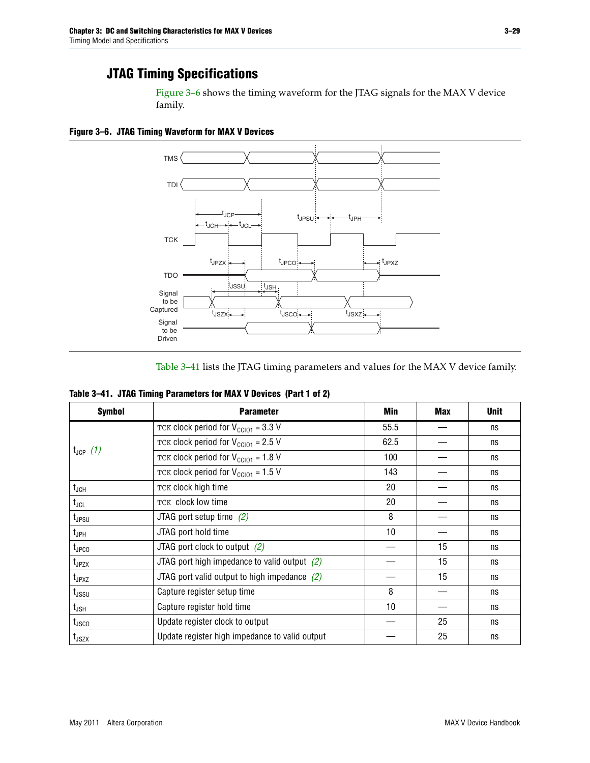## JTAG Timing Specifications

Figure 3–6 shows the timing waveform for the JTAG signals for the MAX V device family.

**Figure 3–6. JTAG Timing Waveform for MAX V Devices**

Table 3–41 lists the JTAG timing parameters and values for the MAX V device family.

**Table 3–41. JTAG Timing Parameters for MAX V Devices (Part 1 of 2)**

| Symbol | Parameter | Min | Max | Unit |
|---|---|---|---|---|
| $t_{JCP}$ *(1)* | TCK clock period for $V_{CCIO1}$ = 3.3 V | 55.5 | — | ns |
| | TCK clock period for $V_{CCIO1}$ = 2.5 V | 62.5 | — | ns |
| | TCK clock period for $V_{CCIO1}$ = 1.8 V | 100 | — | ns |
| | TCK clock period for $V_{CCIO1}$ = 1.5 V | 143 | — | ns |
| $t_{JCH}$ | TCK clock high time | 20 | — | ns |
| $t_{JCL}$ | TCK clock low time | 20 | — | ns |
| $t_{JPSU}$ | JTAG port setup time *(2)* | 8 | — | ns |
| $t_{JPH}$ | JTAG port hold time | 10 | — | ns |
| $t_{JPCO}$ | JTAG port clock to output *(2)* | — | 15 | ns |
| $t_{JPZX}$ | JTAG port high impedance to valid output *(2)* | — | 15 | ns |
| $t_{JPXZ}$ | JTAG port valid output to high impedance *(2)* | — | 15 | ns |
| $t_{JSSU}$ | Capture register setup time | 8 | — | ns |
| $t_{JSH}$ | Capture register hold time | 10 | — | ns |
| $t_{JSCO}$ | Update register clock to output | — | 25 | ns |
| $t_{JSZX}$ | Update register high impedance to valid output | — | 25 | ns |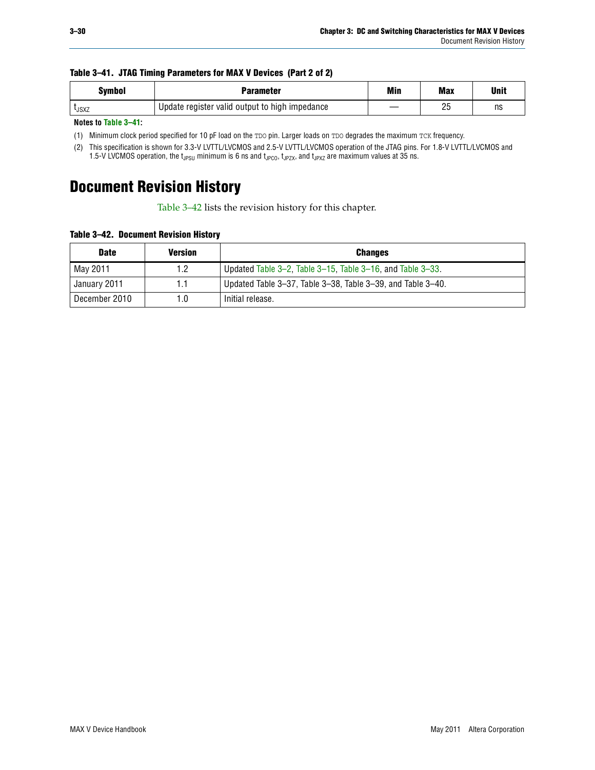**Table 3–41. JTAG Timing Parameters for MAX V Devices (Part 2 of 2)**

| Symbol | Parameter | Min | Max | Unit |
|---|---|---|---|---|
| $t_{JSXZ}$ | Update register valid output to high impedance | — | 25 | ns |

**Notes to Table 3–41:**

(1) Minimum clock period specified for 10 pF load on the TDO pin. Larger loads on TDO degrades the maximum TCK frequency.

(2) This specification is shown for 3.3-V LVTTL/LVCMOS and 2.5-V LVTTL/LVCMOS operation of the JTAG pins. For 1.8-V LVTTL/LVCMOS and 1.5-V LVCMOS operation, the $t_{JPSU}$ minimum is 6 ns and $t_{JPCO}$, $t_{JPZX}$, and $t_{JPXZ}$ are maximum values at 35 ns.

# Document Revision History

Table 3–42 lists the revision history for this chapter.

**Table 3–42. Document Revision History**

| Date | Version | Changes |
|---|---|---|
| May 2011 | 1.2 | Updated Table 3–2, Table 3–15, Table 3–16, and Table 3–33. |
| January 2011 | 1.1 | Updated Table 3–37, Table 3–38, Table 3–39, and Table 3–40. |
| December 2010 | 1.0 | Initial release. |